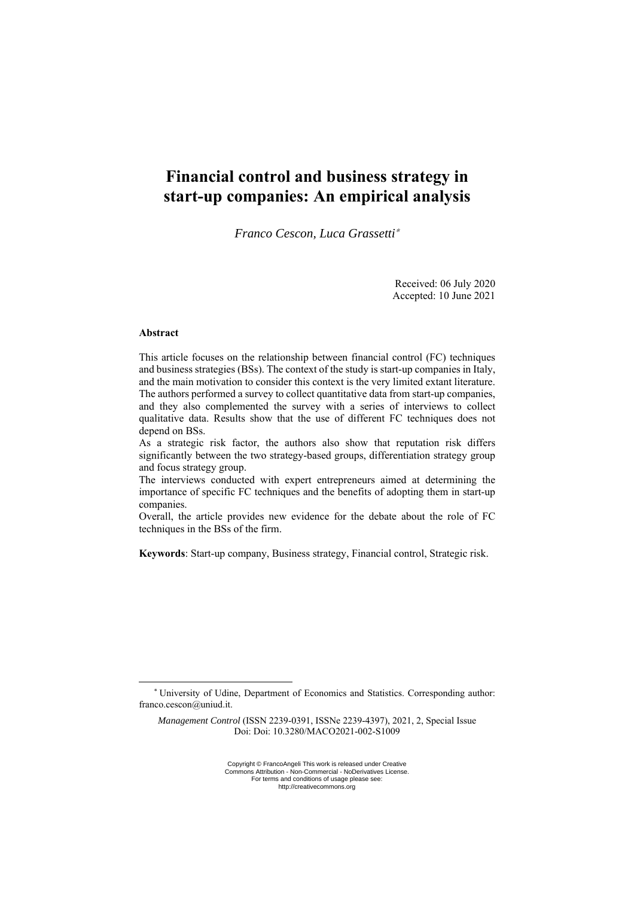# Financial control and business strategy in start-up companies: An empirical analysis

*Franco Cescon, Luca Grassetti*[*]

Received: 06 July 2020
Accepted: 10 June 2021

### Abstract

This article focuses on the relationship between financial control (FC) techniques and business strategies (BSs). The context of the study is start-up companies in Italy, and the main motivation to consider this context is the very limited extant literature. The authors performed a survey to collect quantitative data from start-up companies, and they also complemented the survey with a series of interviews to collect qualitative data. Results show that the use of different FC techniques does not depend on BSs.

As a strategic risk factor, the authors also show that reputation risk differs significantly between the two strategy-based groups, differentiation strategy group and focus strategy group.

The interviews conducted with expert entrepreneurs aimed at determining the importance of specific FC techniques and the benefits of adopting them in start-up companies.

Overall, the article provides new evidence for the debate about the role of FC techniques in the BSs of the firm.

**Keywords**: Start-up company, Business strategy, Financial control, Strategic risk.

---

[*] University of Udine, Department of Economics and Statistics. Corresponding author: franco.cescon@uniud.it.

*Management Control* (ISSN 2239-0391, ISSNe 2239-4397), 2021, 2, Special Issue
Doi: Doi: 10.3280/MACO2021-002-S1009

Copyright © FrancoAngeli This work is released under Creative Commons Attribution - Non-Commercial - NoDerivatives License. For terms and conditions of usage please see: http://creativecommons.org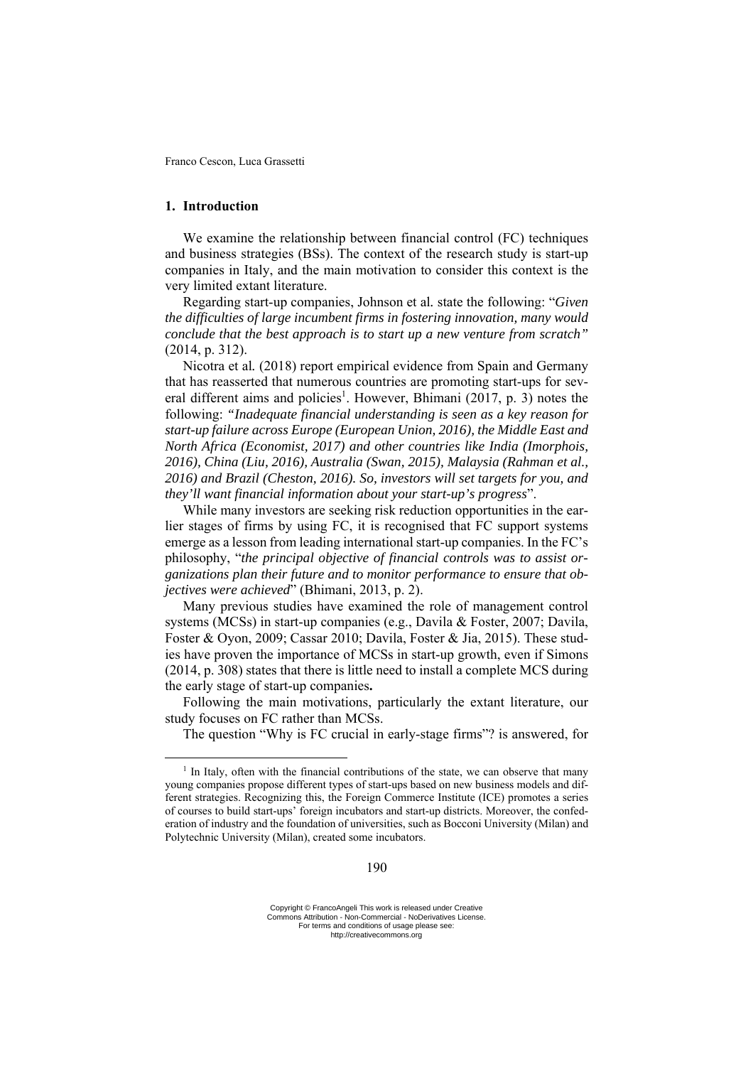## 1. Introduction

We examine the relationship between financial control (FC) techniques and business strategies (BSs). The context of the research study is start-up companies in Italy, and the main motivation to consider this context is the very limited extant literature.

Regarding start-up companies, Johnson et al. state the following: "*Given the difficulties of large incumbent firms in fostering innovation, many would conclude that the best approach is to start up a new venture from scratch"* (2014, p. 312).

Nicotra et al*.* (2018) report empirical evidence from Spain and Germany that has reasserted that numerous countries are promoting start-ups for several different aims and policies[1]. However, Bhimani (2017, p. 3) notes the following: *"Inadequate financial understanding is seen as a key reason for start-up failure across Europe (European Union, 2016), the Middle East and North Africa (Economist, 2017) and other countries like India (Imorphois, 2016), China (Liu, 2016), Australia (Swan, 2015), Malaysia (Rahman et al., 2016) and Brazil (Cheston, 2016). So, investors will set targets for you, and they'll want financial information about your start-up's progress*".

While many investors are seeking risk reduction opportunities in the earlier stages of firms by using FC, it is recognised that FC support systems emerge as a lesson from leading international start-up companies. In the FC's philosophy, "*the principal objective of financial controls was to assist organizations plan their future and to monitor performance to ensure that objectives were achieved*" (Bhimani, 2013, p. 2).

Many previous studies have examined the role of management control systems (MCSs) in start-up companies (e.g., Davila & Foster, 2007; Davila, Foster & Oyon, 2009; Cassar 2010; Davila, Foster & Jia, 2015). These studies have proven the importance of MCSs in start-up growth, even if Simons (2014, p. 308) states that there is little need to install a complete MCS during the early stage of start-up companies**.**

Following the main motivations, particularly the extant literature, our study focuses on FC rather than MCSs.

The question "Why is FC crucial in early-stage firms"? is answered, for

[1] In Italy, often with the financial contributions of the state, we can observe that many young companies propose different types of start-ups based on new business models and different strategies. Recognizing this, the Foreign Commerce Institute (ICE) promotes a series of courses to build start-ups' foreign incubators and start-up districts. Moreover, the confederation of industry and the foundation of universities, such as Bocconi University (Milan) and Polytechnic University (Milan), created some incubators.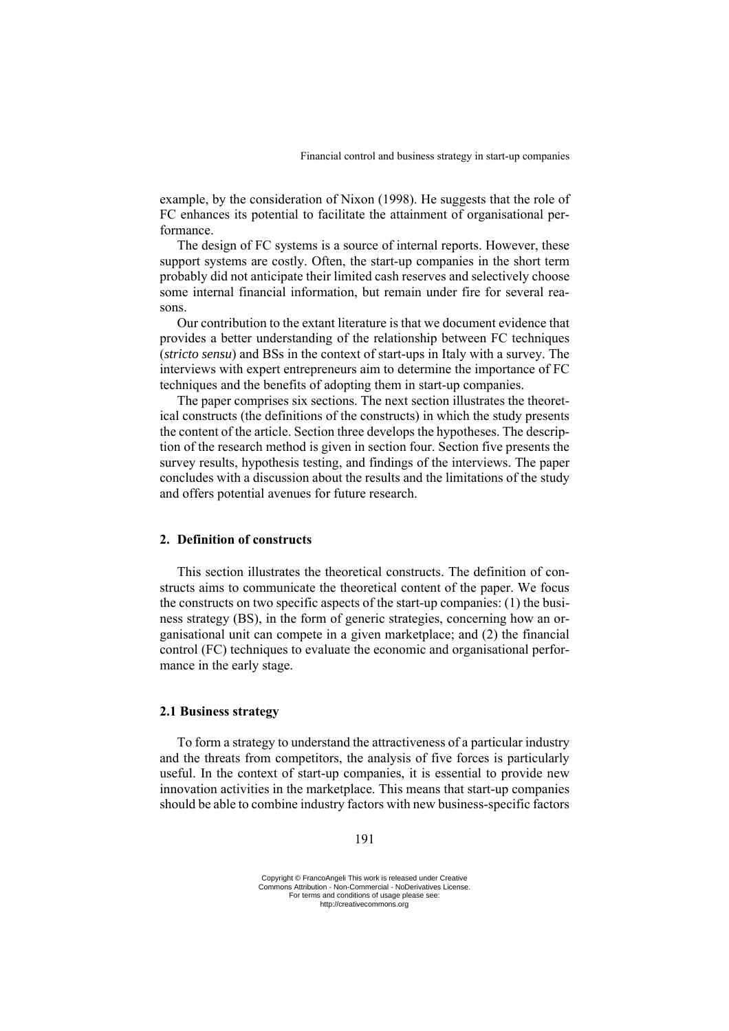example, by the consideration of Nixon (1998). He suggests that the role of FC enhances its potential to facilitate the attainment of organisational performance.

The design of FC systems is a source of internal reports. However, these support systems are costly. Often, the start-up companies in the short term probably did not anticipate their limited cash reserves and selectively choose some internal financial information, but remain under fire for several reasons.

Our contribution to the extant literature is that we document evidence that provides a better understanding of the relationship between FC techniques (*stricto sensu*) and BSs in the context of start-ups in Italy with a survey. The interviews with expert entrepreneurs aim to determine the importance of FC techniques and the benefits of adopting them in start-up companies.

The paper comprises six sections. The next section illustrates the theoretical constructs (the definitions of the constructs) in which the study presents the content of the article. Section three develops the hypotheses. The description of the research method is given in section four. Section five presents the survey results, hypothesis testing, and findings of the interviews. The paper concludes with a discussion about the results and the limitations of the study and offers potential avenues for future research.

## 2. Definition of constructs

This section illustrates the theoretical constructs. The definition of constructs aims to communicate the theoretical content of the paper. We focus the constructs on two specific aspects of the start-up companies: (1) the business strategy (BS), in the form of generic strategies, concerning how an organisational unit can compete in a given marketplace; and (2) the financial control (FC) techniques to evaluate the economic and organisational performance in the early stage.

### 2.1 Business strategy

To form a strategy to understand the attractiveness of a particular industry and the threats from competitors, the analysis of five forces is particularly useful. In the context of start-up companies, it is essential to provide new innovation activities in the marketplace. This means that start-up companies should be able to combine industry factors with new business-specific factors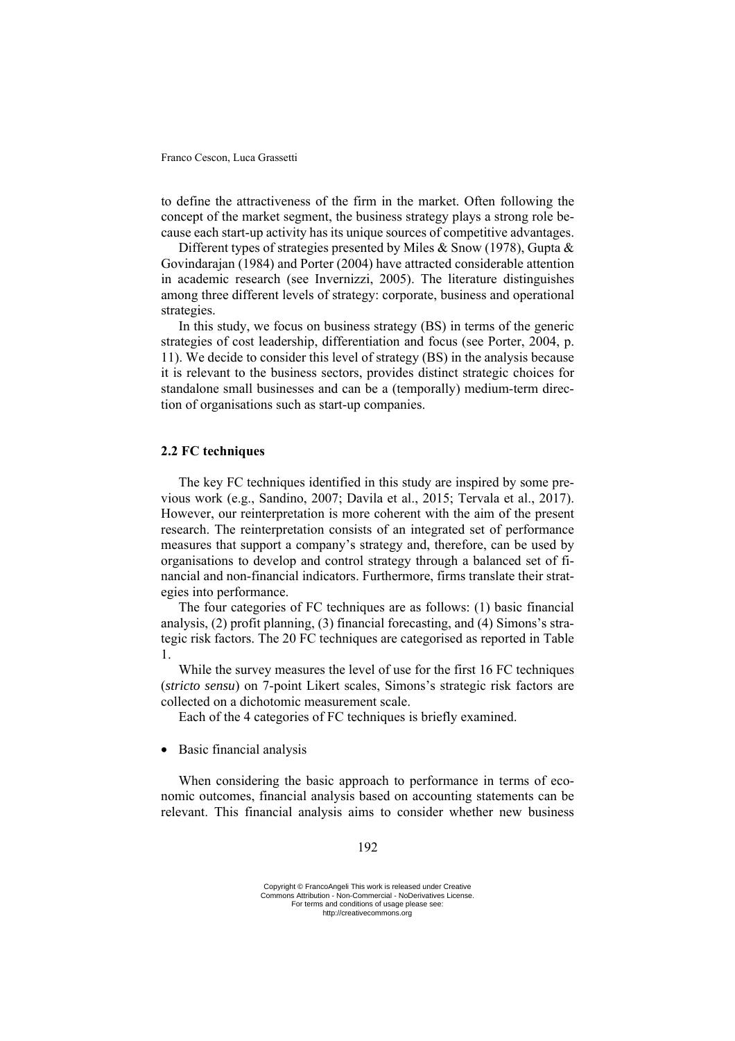to define the attractiveness of the firm in the market. Often following the concept of the market segment, the business strategy plays a strong role because each start-up activity has its unique sources of competitive advantages.

Different types of strategies presented by Miles & Snow (1978), Gupta & Govindarajan (1984) and Porter (2004) have attracted considerable attention in academic research (see Invernizzi, 2005). The literature distinguishes among three different levels of strategy: corporate, business and operational strategies.

In this study, we focus on business strategy (BS) in terms of the generic strategies of cost leadership, differentiation and focus (see Porter, 2004, p. 11). We decide to consider this level of strategy (BS) in the analysis because it is relevant to the business sectors, provides distinct strategic choices for standalone small businesses and can be a (temporally) medium-term direction of organisations such as start-up companies.

### 2.2 FC techniques

The key FC techniques identified in this study are inspired by some previous work (e.g., Sandino, 2007; Davila et al., 2015; Tervala et al., 2017). However, our reinterpretation is more coherent with the aim of the present research. The reinterpretation consists of an integrated set of performance measures that support a company's strategy and, therefore, can be used by organisations to develop and control strategy through a balanced set of financial and non-financial indicators. Furthermore, firms translate their strategies into performance.

The four categories of FC techniques are as follows: (1) basic financial analysis, (2) profit planning, (3) financial forecasting, and (4) Simons's strategic risk factors. The 20 FC techniques are categorised as reported in Table 1.

While the survey measures the level of use for the first 16 FC techniques (*stricto sensu*) on 7-point Likert scales, Simons's strategic risk factors are collected on a dichotomic measurement scale.

Each of the 4 categories of FC techniques is briefly examined.

- Basic financial analysis

When considering the basic approach to performance in terms of economic outcomes, financial analysis based on accounting statements can be relevant. This financial analysis aims to consider whether new business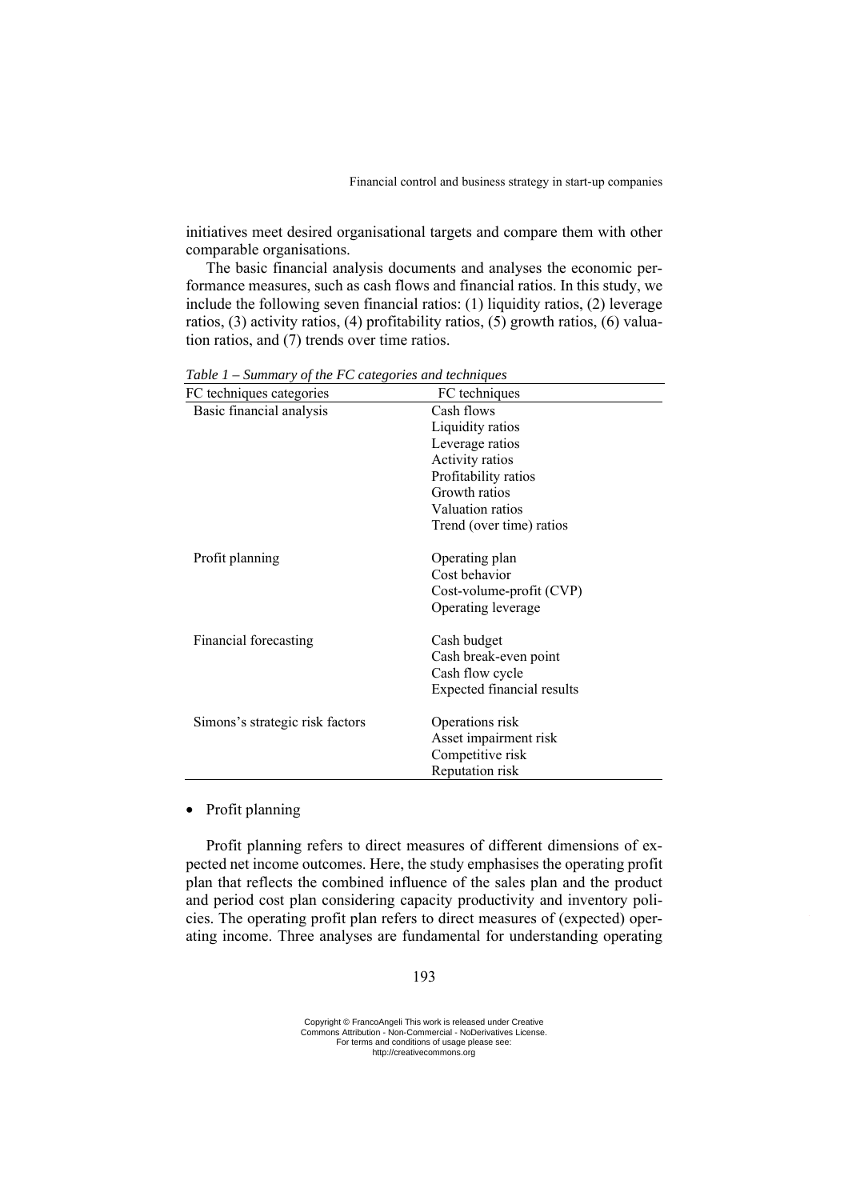initiatives meet desired organisational targets and compare them with other comparable organisations.

The basic financial analysis documents and analyses the economic performance measures, such as cash flows and financial ratios. In this study, we include the following seven financial ratios: (1) liquidity ratios, (2) leverage ratios, (3) activity ratios, (4) profitability ratios, (5) growth ratios, (6) valuation ratios, and (7) trends over time ratios.

*Table 1 – Summary of the FC categories and techniques*

| FC techniques categories | FC techniques |
|---|---|
| Basic financial analysis | Cash flows |
| | Liquidity ratios |
| | Leverage ratios |
| | Activity ratios |
| | Profitability ratios |
| | Growth ratios |
| | Valuation ratios |
| | Trend (over time) ratios |
| Profit planning | Operating plan |
| | Cost behavior |
| | Cost-volume-profit (CVP) |
| | Operating leverage |
| Financial forecasting | Cash budget |
| | Cash break-even point |
| | Cash flow cycle |
| | Expected financial results |
| Simons's strategic risk factors | Operations risk |
| | Asset impairment risk |
| | Competitive risk |
| | Reputation risk |

- Profit planning

Profit planning refers to direct measures of different dimensions of expected net income outcomes. Here, the study emphasises the operating profit plan that reflects the combined influence of the sales plan and the product and period cost plan considering capacity productivity and inventory policies. The operating profit plan refers to direct measures of (expected) operating income. Three analyses are fundamental for understanding operating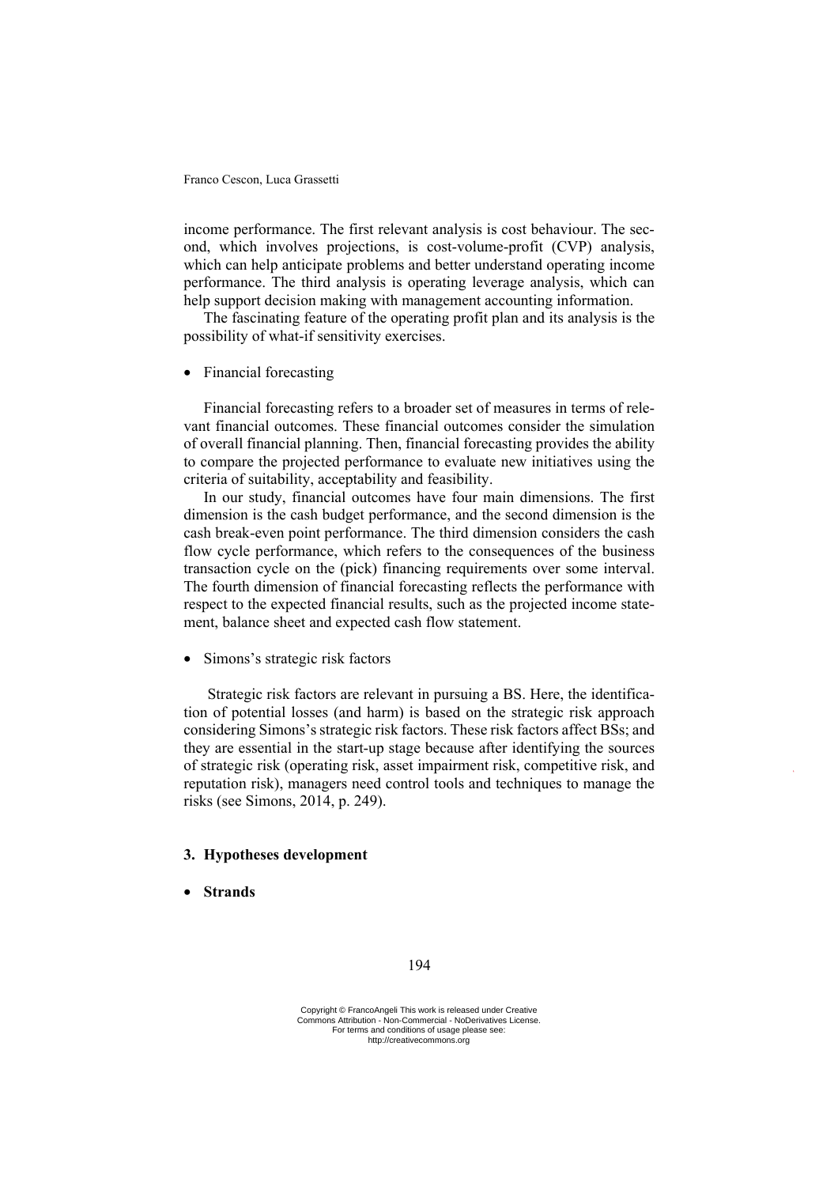income performance. The first relevant analysis is cost behaviour. The second, which involves projections, is cost-volume-profit (CVP) analysis, which can help anticipate problems and better understand operating income performance. The third analysis is operating leverage analysis, which can help support decision making with management accounting information.

The fascinating feature of the operating profit plan and its analysis is the possibility of what-if sensitivity exercises.

- Financial forecasting

Financial forecasting refers to a broader set of measures in terms of relevant financial outcomes. These financial outcomes consider the simulation of overall financial planning. Then, financial forecasting provides the ability to compare the projected performance to evaluate new initiatives using the criteria of suitability, acceptability and feasibility.

In our study, financial outcomes have four main dimensions. The first dimension is the cash budget performance, and the second dimension is the cash break-even point performance. The third dimension considers the cash flow cycle performance, which refers to the consequences of the business transaction cycle on the (pick) financing requirements over some interval. The fourth dimension of financial forecasting reflects the performance with respect to the expected financial results, such as the projected income statement, balance sheet and expected cash flow statement.

- Simons's strategic risk factors

Strategic risk factors are relevant in pursuing a BS. Here, the identification of potential losses (and harm) is based on the strategic risk approach considering Simons's strategic risk factors. These risk factors affect BSs; and they are essential in the start-up stage because after identifying the sources of strategic risk (operating risk, asset impairment risk, competitive risk, and reputation risk), managers need control tools and techniques to manage the risks (see Simons, 2014, p. 249).

## 3. Hypotheses development

- **Strands**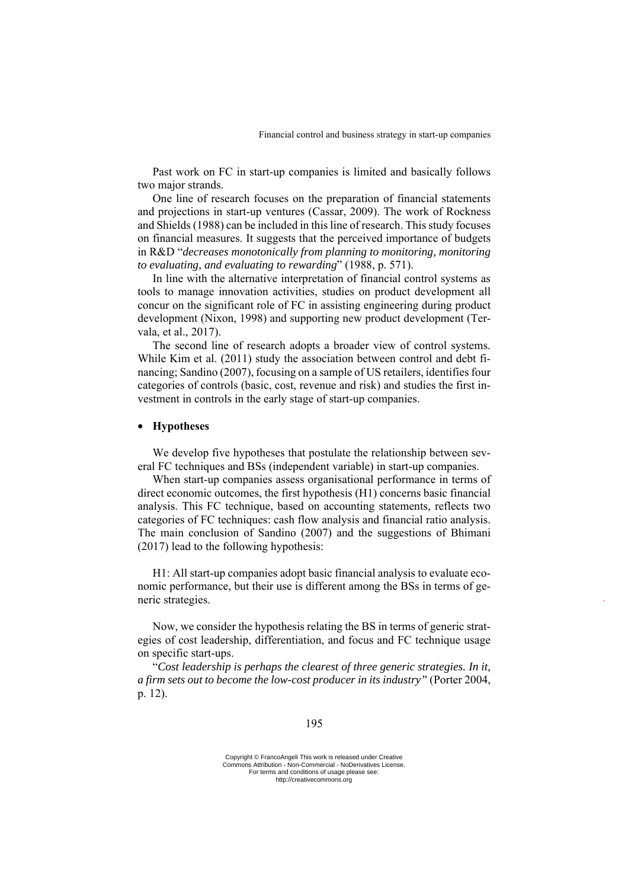Past work on FC in start-up companies is limited and basically follows two major strands.

One line of research focuses on the preparation of financial statements and projections in start-up ventures (Cassar, 2009). The work of Rockness and Shields (1988) can be included in this line of research. This study focuses on financial measures. It suggests that the perceived importance of budgets in R&D "*decreases monotonically from planning to monitoring, monitoring to evaluating, and evaluating to rewarding*" (1988, p. 571).

In line with the alternative interpretation of financial control systems as tools to manage innovation activities, studies on product development all concur on the significant role of FC in assisting engineering during product development (Nixon, 1998) and supporting new product development (Tervala, et al., 2017).

The second line of research adopts a broader view of control systems. While Kim et al. (2011) study the association between control and debt financing; Sandino (2007), focusing on a sample of US retailers, identifies four categories of controls (basic, cost, revenue and risk) and studies the first investment in controls in the early stage of start-up companies.

- **Hypotheses**

We develop five hypotheses that postulate the relationship between several FC techniques and BSs (independent variable) in start-up companies.

When start-up companies assess organisational performance in terms of direct economic outcomes, the first hypothesis (H1) concerns basic financial analysis. This FC technique, based on accounting statements, reflects two categories of FC techniques: cash flow analysis and financial ratio analysis. The main conclusion of Sandino (2007) and the suggestions of Bhimani (2017) lead to the following hypothesis:

H1: All start-up companies adopt basic financial analysis to evaluate economic performance, but their use is different among the BSs in terms of generic strategies.

Now, we consider the hypothesis relating the BS in terms of generic strategies of cost leadership, differentiation, and focus and FC technique usage on specific start-ups.

"*Cost leadership is perhaps the clearest of three generic strategies. In it, a firm sets out to become the low-cost producer in its industry"* (Porter 2004, p. 12).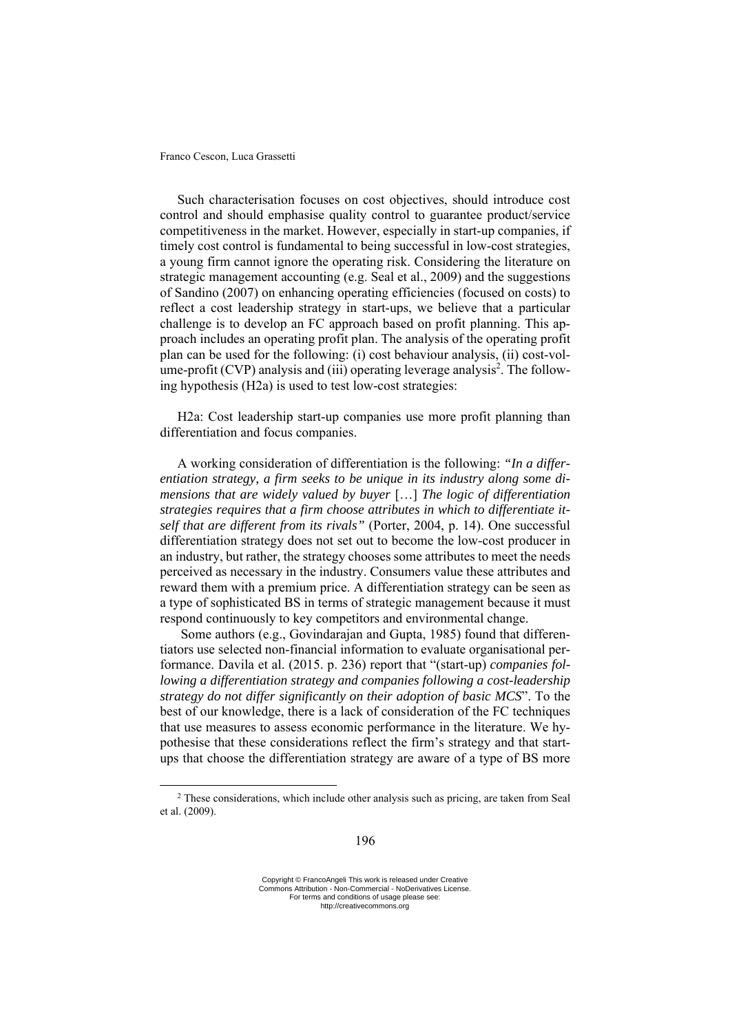Such characterisation focuses on cost objectives, should introduce cost control and should emphasise quality control to guarantee product/service competitiveness in the market. However, especially in start-up companies, if timely cost control is fundamental to being successful in low-cost strategies, a young firm cannot ignore the operating risk. Considering the literature on strategic management accounting (e.g. Seal et al., 2009) and the suggestions of Sandino (2007) on enhancing operating efficiencies (focused on costs) to reflect a cost leadership strategy in start-ups, we believe that a particular challenge is to develop an FC approach based on profit planning. This approach includes an operating profit plan. The analysis of the operating profit plan can be used for the following: (i) cost behaviour analysis, (ii) cost-volume-profit (CVP) analysis and (iii) operating leverage analysis[2]. The following hypothesis (H2a) is used to test low-cost strategies:

H2a: Cost leadership start-up companies use more profit planning than differentiation and focus companies.

A working consideration of differentiation is the following: *"In a differentiation strategy, a firm seeks to be unique in its industry along some dimensions that are widely valued by buyer* […] *The logic of differentiation strategies requires that a firm choose attributes in which to differentiate itself that are different from its rivals"* (Porter, 2004, p. 14). One successful differentiation strategy does not set out to become the low-cost producer in an industry, but rather, the strategy chooses some attributes to meet the needs perceived as necessary in the industry. Consumers value these attributes and reward them with a premium price. A differentiation strategy can be seen as a type of sophisticated BS in terms of strategic management because it must respond continuously to key competitors and environmental change.

Some authors (e.g., Govindarajan and Gupta, 1985) found that differentiators use selected non-financial information to evaluate organisational performance. Davila et al. (2015. p. 236) report that "(start-up) *companies following a differentiation strategy and companies following a cost-leadership strategy do not differ significantly on their adoption of basic MCS*". To the best of our knowledge, there is a lack of consideration of the FC techniques that use measures to assess economic performance in the literature. We hypothesise that these considerations reflect the firm's strategy and that start-ups that choose the differentiation strategy are aware of a type of BS more

[2] These considerations, which include other analysis such as pricing, are taken from Seal et al. (2009).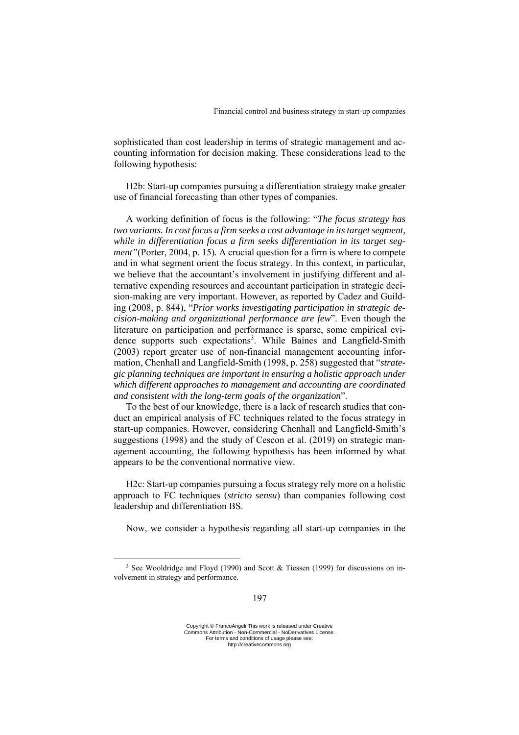sophisticated than cost leadership in terms of strategic management and accounting information for decision making. These considerations lead to the following hypothesis:

H2b: Start-up companies pursuing a differentiation strategy make greater use of financial forecasting than other types of companies.

A working definition of focus is the following: "*The focus strategy has two variants. In cost focus a firm seeks a cost advantage in its target segment, while in differentiation focus a firm seeks differentiation in its target segment"*(Porter, 2004, p. 15)*.* A crucial question for a firm is where to compete and in what segment orient the focus strategy. In this context, in particular, we believe that the accountant's involvement in justifying different and alternative expending resources and accountant participation in strategic decision-making are very important. However, as reported by Cadez and Guilding (2008, p. 844), "*Prior works investigating participation in strategic decision-making and organizational performance are few*". Even though the literature on participation and performance is sparse, some empirical evidence supports such expectations[3]. While Baines and Langfield-Smith (2003) report greater use of non-financial management accounting information, Chenhall and Langfield-Smith (1998, p. 258) suggested that "*strategic planning techniques are important in ensuring a holistic approach under which different approaches to management and accounting are coordinated and consistent with the long-term goals of the organization*".

To the best of our knowledge, there is a lack of research studies that conduct an empirical analysis of FC techniques related to the focus strategy in start-up companies. However, considering Chenhall and Langfield-Smith's suggestions (1998) and the study of Cescon et al. (2019) on strategic management accounting, the following hypothesis has been informed by what appears to be the conventional normative view.

H2c: Start-up companies pursuing a focus strategy rely more on a holistic approach to FC techniques (*stricto sensu*) than companies following cost leadership and differentiation BS.

Now, we consider a hypothesis regarding all start-up companies in the

[3] See Wooldridge and Floyd (1990) and Scott & Tiessen (1999) for discussions on involvement in strategy and performance.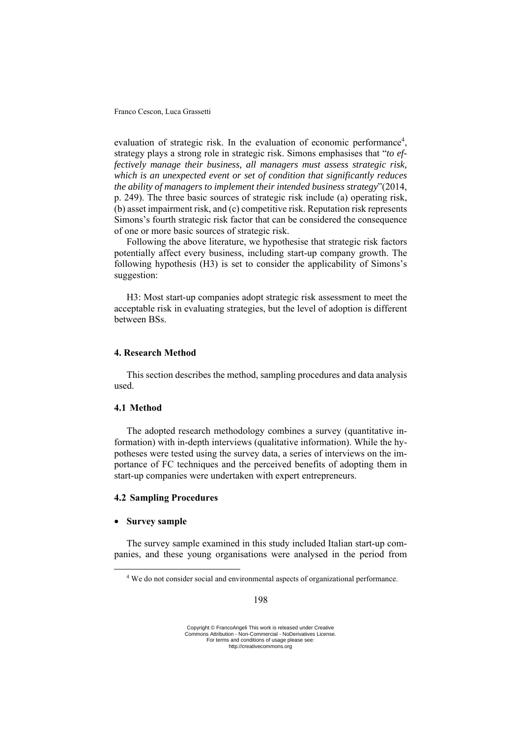evaluation of strategic risk. In the evaluation of economic performance[4], strategy plays a strong role in strategic risk. Simons emphasises that "*to effectively manage their business, all managers must assess strategic risk, which is an unexpected event or set of condition that significantly reduces the ability of managers to implement their intended business strategy*"(2014, p. 249). The three basic sources of strategic risk include (a) operating risk, (b) asset impairment risk, and (c) competitive risk. Reputation risk represents Simons's fourth strategic risk factor that can be considered the consequence of one or more basic sources of strategic risk.

Following the above literature, we hypothesise that strategic risk factors potentially affect every business, including start-up company growth. The following hypothesis (H3) is set to consider the applicability of Simons's suggestion:

H3: Most start-up companies adopt strategic risk assessment to meet the acceptable risk in evaluating strategies, but the level of adoption is different between BSs.

## 4. Research Method

This section describes the method, sampling procedures and data analysis used.

### 4.1 Method

The adopted research methodology combines a survey (quantitative information) with in-depth interviews (qualitative information). While the hypotheses were tested using the survey data, a series of interviews on the importance of FC techniques and the perceived benefits of adopting them in start-up companies were undertaken with expert entrepreneurs.

### 4.2 Sampling Procedures

- **Survey sample**

The survey sample examined in this study included Italian start-up companies, and these young organisations were analysed in the period from

[4] We do not consider social and environmental aspects of organizational performance.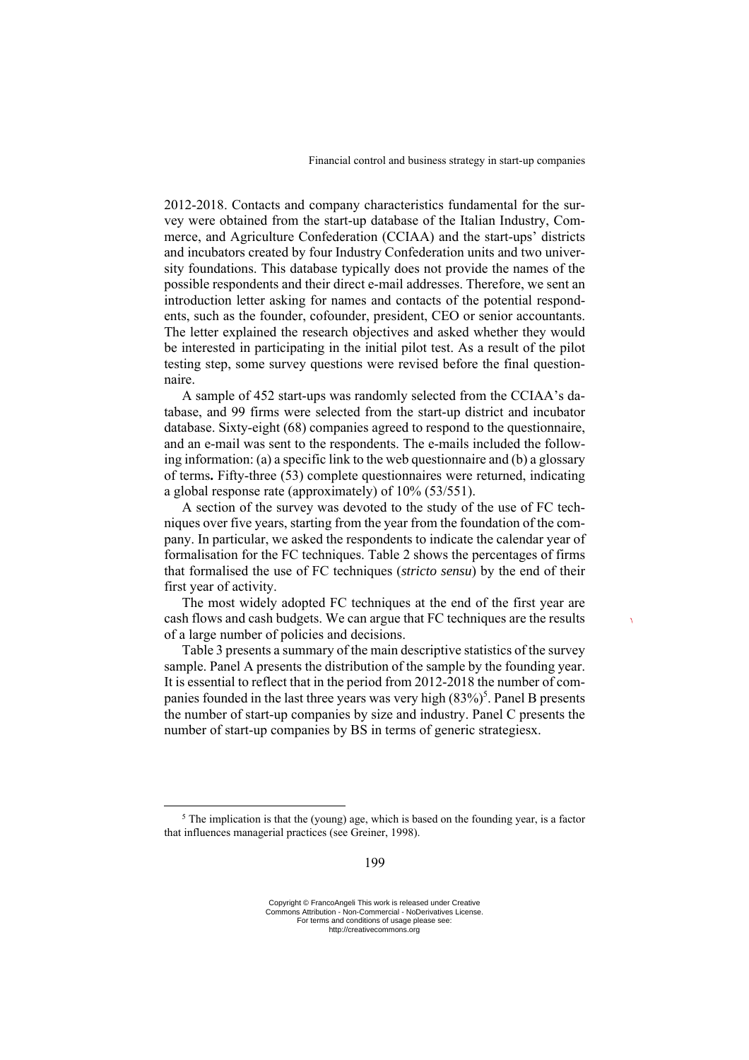2012-2018. Contacts and company characteristics fundamental for the survey were obtained from the start-up database of the Italian Industry, Commerce, and Agriculture Confederation (CCIAA) and the start-ups' districts and incubators created by four Industry Confederation units and two university foundations. This database typically does not provide the names of the possible respondents and their direct e-mail addresses. Therefore, we sent an introduction letter asking for names and contacts of the potential respondents, such as the founder, cofounder, president, CEO or senior accountants. The letter explained the research objectives and asked whether they would be interested in participating in the initial pilot test. As a result of the pilot testing step, some survey questions were revised before the final questionnaire.

A sample of 452 start-ups was randomly selected from the CCIAA's database, and 99 firms were selected from the start-up district and incubator database. Sixty-eight (68) companies agreed to respond to the questionnaire, and an e-mail was sent to the respondents. The e-mails included the following information: (a) a specific link to the web questionnaire and (b) a glossary of terms**.** Fifty-three (53) complete questionnaires were returned, indicating a global response rate (approximately) of 10% (53/551).

A section of the survey was devoted to the study of the use of FC techniques over five years, starting from the year from the foundation of the company. In particular, we asked the respondents to indicate the calendar year of formalisation for the FC techniques. Table 2 shows the percentages of firms that formalised the use of FC techniques (*stricto sensu*) by the end of their first year of activity.

The most widely adopted FC techniques at the end of the first year are cash flows and cash budgets. We can argue that FC techniques are the results of a large number of policies and decisions.

Table 3 presents a summary of the main descriptive statistics of the survey sample. Panel A presents the distribution of the sample by the founding year. It is essential to reflect that in the period from 2012-2018 the number of companies founded in the last three years was very high (83%)[5]. Panel B presents the number of start-up companies by size and industry. Panel C presents the number of start-up companies by BS in terms of generic strategiesx.

[5] The implication is that the (young) age, which is based on the founding year, is a factor that influences managerial practices (see Greiner, 1998).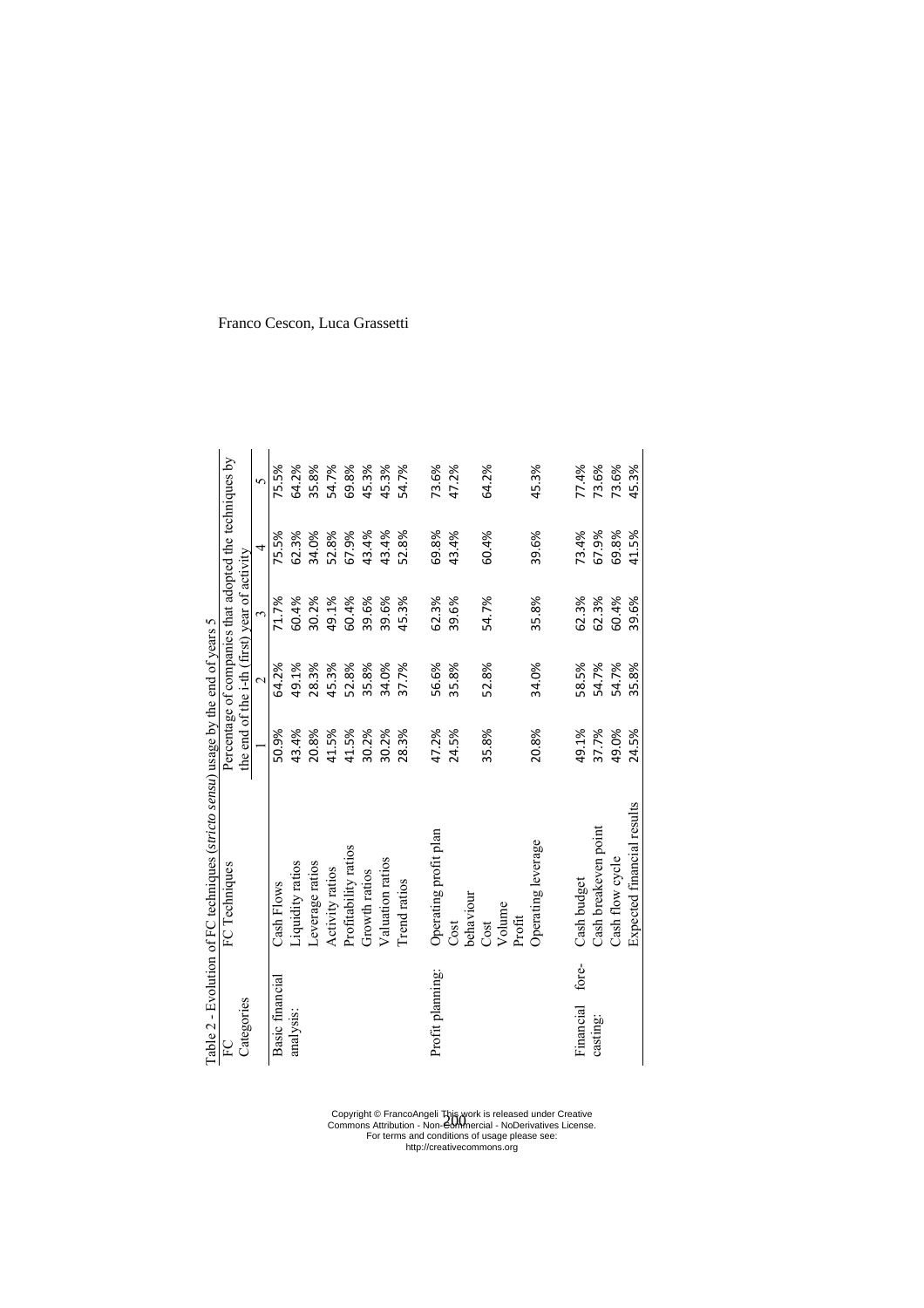Table 2 - Evolution of FC techniques (*stricto sensu*) usage by the end of years 5

| FC Categories | FC Techniques | Percentage of companies that adopted the techniques by the end of the i-th (first) year of activity | | | | |
|---|---|---|---|---|---|---|
| | | 1 | 2 | 3 | 4 | 5 |
| Basic financial analysis: | Cash Flows | 50.9% | 64.2% | 71.7% | 75.5% | 75.5% |
| | Liquidity ratios | 43.4% | 49.1% | 60.4% | 62.3% | 64.2% |
| | Leverage ratios | 20.8% | 28.3% | 30.2% | 34.0% | 35.8% |
| | Activity ratios | 41.5% | 45.3% | 49.1% | 52.8% | 54.7% |
| | Profitability ratios | 41.5% | 52.8% | 60.4% | 67.9% | 69.8% |
| | Growth ratios | 30.2% | 35.8% | 39.6% | 43.4% | 45.3% |
| | Valuation ratios | 30.2% | 34.0% | 39.6% | 43.4% | 45.3% |
| | Trend ratios | 28.3% | 37.7% | 45.3% | 52.8% | 54.7% |
| Profit planning: | Operating profit plan | 47.2% | 56.6% | 62.3% | 69.8% | 73.6% |
| | Cost behaviour | 24.5% | 35.8% | 39.6% | 43.4% | 47.2% |
| | Cost Volume Profit | 35.8% | 52.8% | 54.7% | 60.4% | 64.2% |
| | Operating leverage | 20.8% | 34.0% | 35.8% | 39.6% | 45.3% |
| Financial forecasting: | Cash budget | 49.1% | 58.5% | 62.3% | 73.4% | 77.4% |
| | Cash breakeven point | 37.7% | 54.7% | 62.3% | 67.9% | 73.6% |
| | Cash flow cycle | 49.0% | 54.7% | 60.4% | 69.8% | 73.6% |
| | Expected financial results | 24.5% | 35.8% | 39.6% | 41.5% | 45.3% |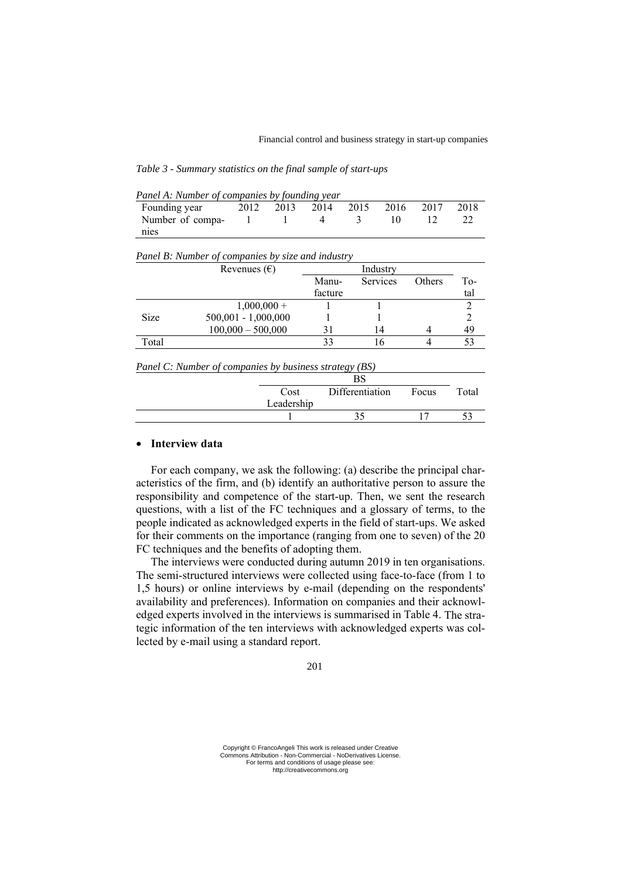*Table 3 - Summary statistics on the final sample of start-ups*

*Panel A: Number of companies by founding year*

| Founding year | 2012 | 2013 | 2014 | 2015 | 2016 | 2017 | 2018 |
|---|---|---|---|---|---|---|---|
| Number of companies | 1 | 1 | 4 | 3 | 10 | 12 | 22 |

*Panel B: Number of companies by size and industry*

| | Revenues (€) | Industry | | | |
|---|---|---|---|---|---|
| | | Manufacture | Services | Others | Total |
| Size | 1,000,000 + | 1 | 1 | | 2 |
| | 500,001 - 1,000,000 | 1 | 1 | | 2 |
| | 100,000 – 500,000 | 31 | 14 | 4 | 49 |
| Total | | 33 | 16 | 4 | 53 |

*Panel C: Number of companies by business strategy (BS)*

| BS | | | |
|---|---|---|---|
| Cost Leadership | Differentiation | Focus | Total |
| 1 | 35 | 17 | 53 |

- **Interview data**

For each company, we ask the following: (a) describe the principal characteristics of the firm, and (b) identify an authoritative person to assure the responsibility and competence of the start-up. Then, we sent the research questions, with a list of the FC techniques and a glossary of terms, to the people indicated as acknowledged experts in the field of start-ups. We asked for their comments on the importance (ranging from one to seven) of the 20 FC techniques and the benefits of adopting them.

The interviews were conducted during autumn 2019 in ten organisations. The semi-structured interviews were collected using face-to-face (from 1 to 1,5 hours) or online interviews by e-mail (depending on the respondents' availability and preferences). Information on companies and their acknowledged experts involved in the interviews is summarised in Table 4. The strategic information of the ten interviews with acknowledged experts was collected by e-mail using a standard report.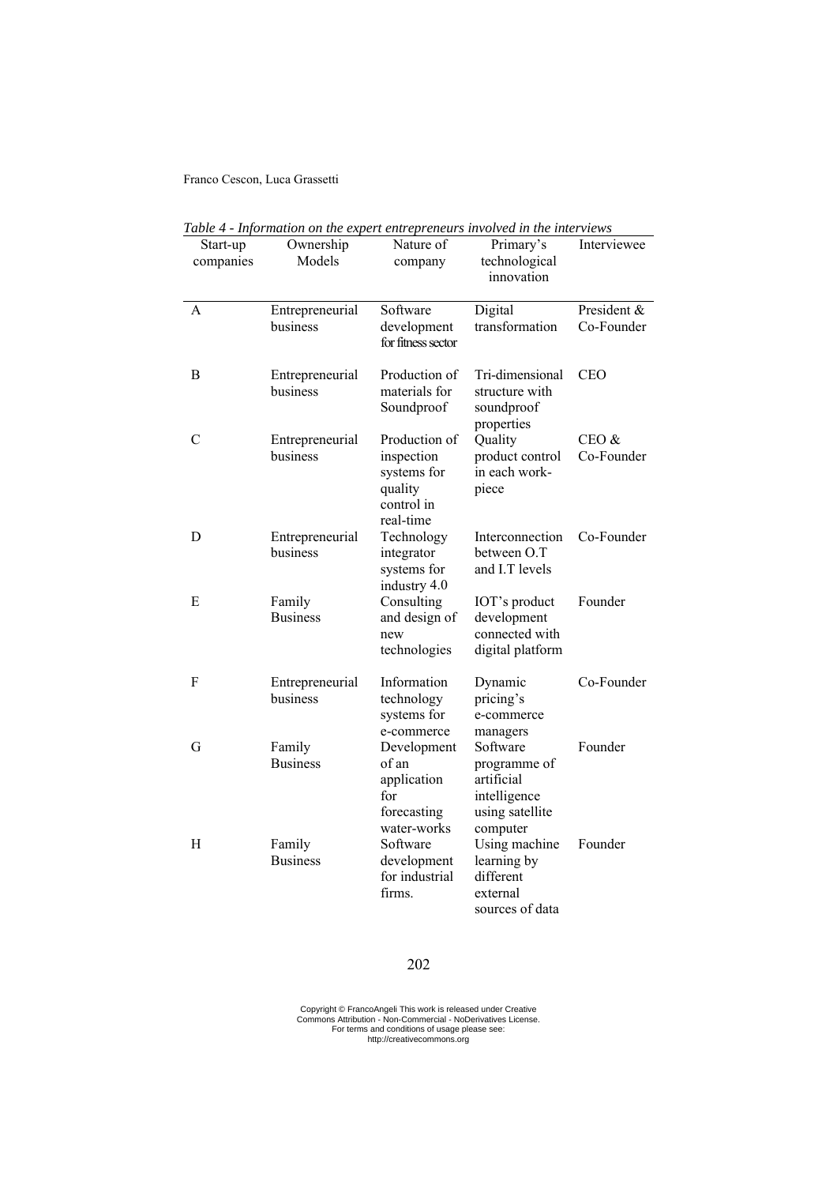*Table 4 - Information on the expert entrepreneurs involved in the interviews*

| Start-up companies | Ownership Models | Nature of company | Primary's technological innovation | Interviewee |
|---|---|---|---|---|
| A | Entrepreneurial business | Software development for fitness sector | Digital transformation | President & Co-Founder |
| B | Entrepreneurial business | Production of materials for Soundproof | Tri-dimensional structure with soundproof properties | CEO |
| C | Entrepreneurial business | Production of inspection systems for quality control in real-time | Quality product control in each work-piece | CEO & Co-Founder |
| D | Entrepreneurial business | Technology integrator systems for industry 4.0 | Interconnection between O.T and I.T levels | Co-Founder |
| E | Family Business | Consulting and design of new technologies | IOT's product development connected with digital platform | Founder |
| F | Entrepreneurial business | Information technology systems for e-commerce | Dynamic pricing's e-commerce managers | Co-Founder |
| G | Family Business | Development of an application for forecasting water-works | Software programme of artificial intelligence using satellite computer | Founder |
| H | Family Business | Software development for industrial firms. | Using machine learning by different external sources of data | Founder |

Copyright © FrancoAngeli This work is released under Creative Commons Attribution - Non-Commercial - NoDerivatives License. For terms and conditions of usage please see: http://creativecommons.org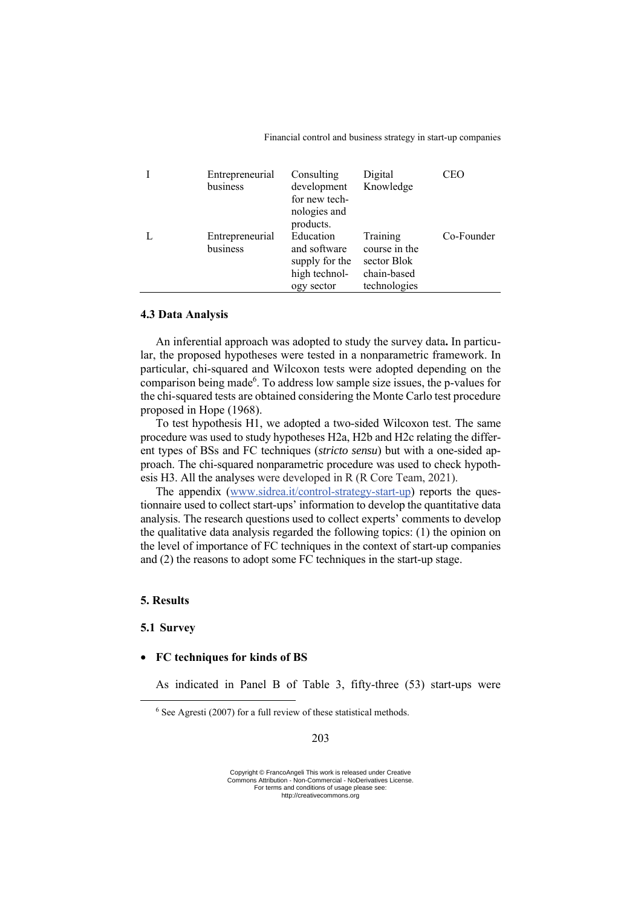| I | Entrepreneurial business | Consulting development for new technologies and products. | Digital Knowledge | CEO |
|---|---|---|---|---|
| L | Entrepreneurial business | Education and software supply for the high technology sector | Training course in the sector Blok chain-based technologies | Co-Founder |

### 4.3 Data Analysis

An inferential approach was adopted to study the survey data**.** In particular, the proposed hypotheses were tested in a nonparametric framework. In particular, chi-squared and Wilcoxon tests were adopted depending on the comparison being made[6]. To address low sample size issues, the p-values for the chi-squared tests are obtained considering the Monte Carlo test procedure proposed in Hope (1968).

To test hypothesis H1, we adopted a two-sided Wilcoxon test. The same procedure was used to study hypotheses H2a, H2b and H2c relating the different types of BSs and FC techniques (*stricto sensu*) but with a one-sided approach. The chi-squared nonparametric procedure was used to check hypothesis H3. All the analyses were developed in R (R Core Team, 2021).

The appendix (www.sidrea.it/control-strategy-start-up) reports the questionnaire used to collect start-ups' information to develop the quantitative data analysis. The research questions used to collect experts' comments to develop the qualitative data analysis regarded the following topics: (1) the opinion on the level of importance of FC techniques in the context of start-up companies and (2) the reasons to adopt some FC techniques in the start-up stage.

## 5. Results

### 5.1 Survey

- **FC techniques for kinds of BS**

As indicated in Panel B of Table 3, fifty-three (53) start-ups were

[6] See Agresti (2007) for a full review of these statistical methods.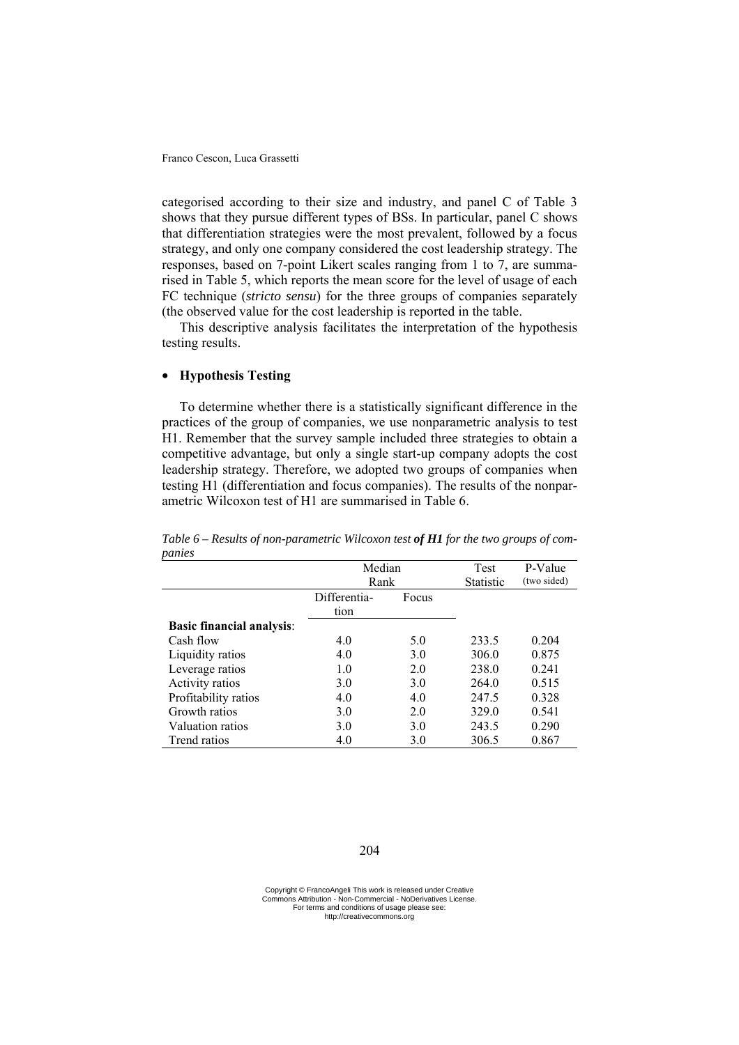categorised according to their size and industry, and panel C of Table 3 shows that they pursue different types of BSs. In particular, panel C shows that differentiation strategies were the most prevalent, followed by a focus strategy, and only one company considered the cost leadership strategy. The responses, based on 7-point Likert scales ranging from 1 to 7, are summarised in Table 5, which reports the mean score for the level of usage of each FC technique (*stricto sensu*) for the three groups of companies separately (the observed value for the cost leadership is reported in the table.

This descriptive analysis facilitates the interpretation of the hypothesis testing results.

- **Hypothesis Testing**

To determine whether there is a statistically significant difference in the practices of the group of companies, we use nonparametric analysis to test H1. Remember that the survey sample included three strategies to obtain a competitive advantage, but only a single start-up company adopts the cost leadership strategy. Therefore, we adopted two groups of companies when testing H1 (differentiation and focus companies). The results of the nonparametric Wilcoxon test of H1 are summarised in Table 6.

*Table 6 – Results of non-parametric Wilcoxon test **of H1** for the two groups of companies*

| | Median Rank | | Test Statistic | P-Value (two sided) |
|---|---|---|---|---|
| | Differentiation | Focus | | |
| **Basic financial analysis**: | | | | |
| Cash flow | 4.0 | 5.0 | 233.5 | 0.204 |
| Liquidity ratios | 4.0 | 3.0 | 306.0 | 0.875 |
| Leverage ratios | 1.0 | 2.0 | 238.0 | 0.241 |
| Activity ratios | 3.0 | 3.0 | 264.0 | 0.515 |
| Profitability ratios | 4.0 | 4.0 | 247.5 | 0.328 |
| Growth ratios | 3.0 | 2.0 | 329.0 | 0.541 |
| Valuation ratios | 3.0 | 3.0 | 243.5 | 0.290 |
| Trend ratios | 4.0 | 3.0 | 306.5 | 0.867 |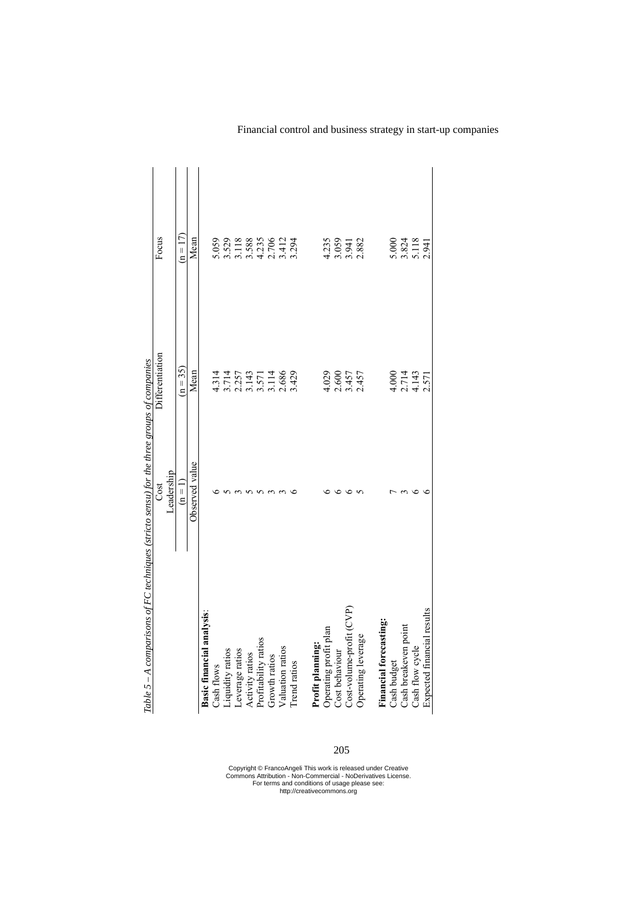*Table 5 – A comparisons of FC techniques (stricto sensu) for the three groups of companies*

| | Cost Leadership | Differentiation | Focus |
|---|---|---|---|
| | (n = 1) | (n = 35) | (n = 17) |
| | Observed value | Mean | Mean |
| **Basic financial analysis**: | | | |
| Cash flows | 6 | 4.314 | 5.059 |
| Liquidity ratios | 5 | 3.714 | 3.529 |
| Leverage ratios | 3 | 2.257 | 3.118 |
| Activity ratios | 5 | 3.143 | 3.588 |
| Profitability ratios | 5 | 3.571 | 4.235 |
| Growth ratios | 3 | 3.114 | 2.706 |
| Valuation ratios | 3 | 2.686 | 3.412 |
| Trend ratios | 6 | 3.429 | 3.294 |
| **Profit planning:** | | | |
| Operating profit plan | 6 | 4.029 | 4.235 |
| Cost behaviour | 6 | 2.600 | 3.059 |
| Cost-volume-profit (CVP) | 6 | 3.457 | 3.941 |
| Operating leverage | 5 | 2.457 | 2.882 |
| **Financial forecasting:** | | | |
| Cash budget | 7 | 4.000 | 5.000 |
| Cash breakeven point | 3 | 2.714 | 3.824 |
| Cash flow cycle | 6 | 4.143 | 5.118 |
| Expected financial results | 6 | 2.571 | 2.941 |

Copyright © FrancoAngeli This work is released under Creative Commons Attribution - Non-Commercial - NoDerivatives License. For terms and conditions of usage please see: http://creativecommons.org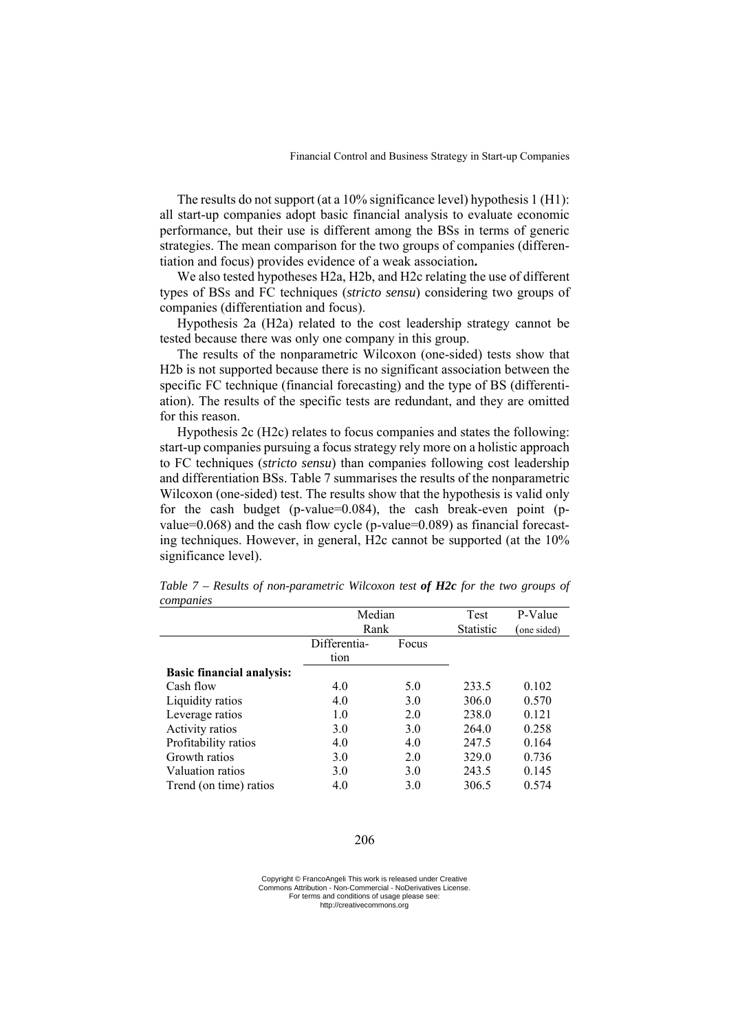The results do not support (at a 10% significance level) hypothesis 1 (H1): all start-up companies adopt basic financial analysis to evaluate economic performance, but their use is different among the BSs in terms of generic strategies. The mean comparison for the two groups of companies (differentiation and focus) provides evidence of a weak association**.**

We also tested hypotheses H2a, H2b, and H2c relating the use of different types of BSs and FC techniques (*stricto sensu*) considering two groups of companies (differentiation and focus).

Hypothesis 2a (H2a) related to the cost leadership strategy cannot be tested because there was only one company in this group.

The results of the nonparametric Wilcoxon (one-sided) tests show that H2b is not supported because there is no significant association between the specific FC technique (financial forecasting) and the type of BS (differentiation). The results of the specific tests are redundant, and they are omitted for this reason.

Hypothesis 2c (H2c) relates to focus companies and states the following: start-up companies pursuing a focus strategy rely more on a holistic approach to FC techniques (*stricto sensu*) than companies following cost leadership and differentiation BSs. Table 7 summarises the results of the nonparametric Wilcoxon (one-sided) test. The results show that the hypothesis is valid only for the cash budget (p-value=0.084), the cash break-even point (p-value=0.068) and the cash flow cycle (p-value=0.089) as financial forecasting techniques. However, in general, H2c cannot be supported (at the 10% significance level).

*Table 7 – Results of non-parametric Wilcoxon test* ***of H2c*** *for the two groups of companies*

| | Median Rank | | Test Statistic | P-Value (one sided) |
|---|---|---|---|---|
| | Differentiation | Focus | | |
| **Basic financial analysis:** | | | | |
| Cash flow | 4.0 | 5.0 | 233.5 | 0.102 |
| Liquidity ratios | 4.0 | 3.0 | 306.0 | 0.570 |
| Leverage ratios | 1.0 | 2.0 | 238.0 | 0.121 |
| Activity ratios | 3.0 | 3.0 | 264.0 | 0.258 |
| Profitability ratios | 4.0 | 4.0 | 247.5 | 0.164 |
| Growth ratios | 3.0 | 2.0 | 329.0 | 0.736 |
| Valuation ratios | 3.0 | 3.0 | 243.5 | 0.145 |
| Trend (on time) ratios | 4.0 | 3.0 | 306.5 | 0.574 |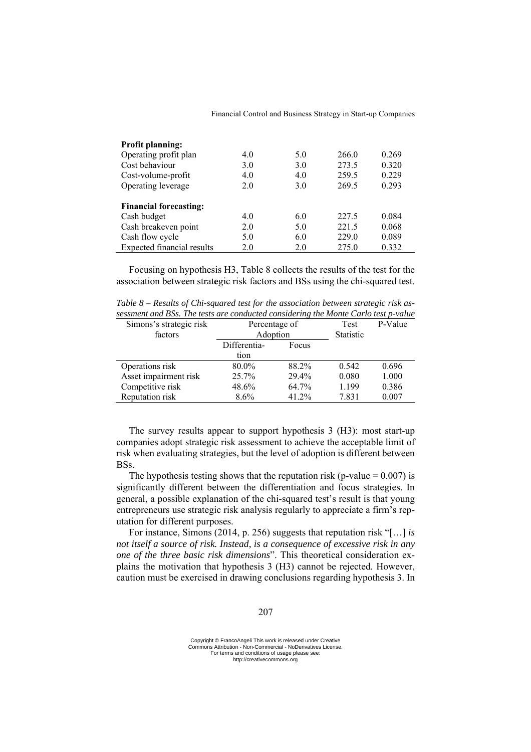| | | | | |
|---|---|---|---|---|
| **Profit planning:** | | | | |
| Operating profit plan | 4.0 | 5.0 | 266.0 | 0.269 |
| Cost behaviour | 3.0 | 3.0 | 273.5 | 0.320 |
| Cost-volume-profit | 4.0 | 4.0 | 259.5 | 0.229 |
| Operating leverage | 2.0 | 3.0 | 269.5 | 0.293 |
| **Financial forecasting:** | | | | |
| Cash budget | 4.0 | 6.0 | 227.5 | 0.084 |
| Cash breakeven point | 2.0 | 5.0 | 221.5 | 0.068 |
| Cash flow cycle | 5.0 | 6.0 | 229.0 | 0.089 |
| Expected financial results | 2.0 | 2.0 | 275.0 | 0.332 |

Focusing on hypothesis H3, Table 8 collects the results of the test for the association between strategic risk factors and BSs using the chi-squared test.

*Table 8 – Results of Chi-squared test for the association between strategic risk assessment and BSs. The tests are conducted considering the Monte Carlo test p-value*

| Simons's strategic risk factors | Percentage of Adoption | | Test Statistic | P-Value |
|---|---|---|---|---|
| | Differentiation | Focus | | |
| Operations risk | 80.0% | 88.2% | 0.542 | 0.696 |
| Asset impairment risk | 25.7% | 29.4% | 0.080 | 1.000 |
| Competitive risk | 48.6% | 64.7% | 1.199 | 0.386 |
| Reputation risk | 8.6% | 41.2% | 7.831 | 0.007 |

The survey results appear to support hypothesis 3 (H3): most start-up companies adopt strategic risk assessment to achieve the acceptable limit of risk when evaluating strategies, but the level of adoption is different between BSs.

The hypothesis testing shows that the reputation risk (p-value = 0.007) is significantly different between the differentiation and focus strategies. In general, a possible explanation of the chi-squared test's result is that young entrepreneurs use strategic risk analysis regularly to appreciate a firm's reputation for different purposes.

For instance, Simons (2014, p. 256) suggests that reputation risk "[…] *is not itself a source of risk. Instead, is a consequence of excessive risk in any one of the three basic risk dimensions*". This theoretical consideration explains the motivation that hypothesis 3 (H3) cannot be rejected. However, caution must be exercised in drawing conclusions regarding hypothesis 3. In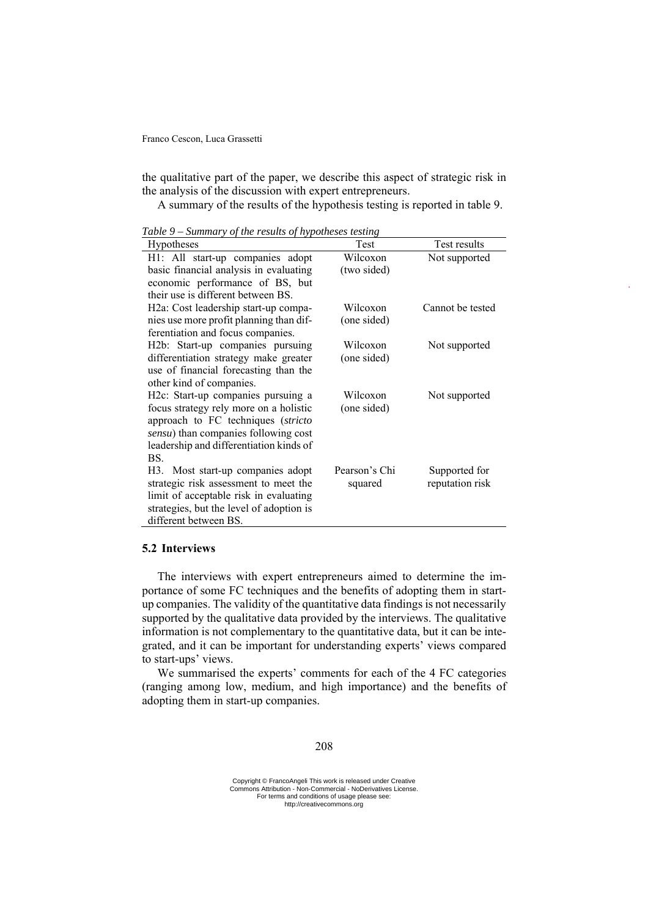the qualitative part of the paper, we describe this aspect of strategic risk in the analysis of the discussion with expert entrepreneurs.

A summary of the results of the hypothesis testing is reported in table 9.

*Table 9 – Summary of the results of hypotheses testing*

| Hypotheses | Test | Test results |
|---|---|---|
| H1: All start-up companies adopt basic financial analysis in evaluating economic performance of BS, but their use is different between BS. | Wilcoxon (two sided) | Not supported |
| H2a: Cost leadership start-up companies use more profit planning than differentiation and focus companies. | Wilcoxon (one sided) | Cannot be tested |
| H2b: Start-up companies pursuing differentiation strategy make greater use of financial forecasting than the other kind of companies. | Wilcoxon (one sided) | Not supported |
| H2c: Start-up companies pursuing a focus strategy rely more on a holistic approach to FC techniques (*stricto sensu*) than companies following cost leadership and differentiation kinds of BS. | Wilcoxon (one sided) | Not supported |
| H3. Most start-up companies adopt strategic risk assessment to meet the limit of acceptable risk in evaluating strategies, but the level of adoption is different between BS. | Pearson's Chi squared | Supported for reputation risk |

## 5.2 Interviews

The interviews with expert entrepreneurs aimed to determine the importance of some FC techniques and the benefits of adopting them in start-up companies. The validity of the quantitative data findings is not necessarily supported by the qualitative data provided by the interviews. The qualitative information is not complementary to the quantitative data, but it can be integrated, and it can be important for understanding experts' views compared to start-ups' views.

We summarised the experts' comments for each of the 4 FC categories (ranging among low, medium, and high importance) and the benefits of adopting them in start-up companies.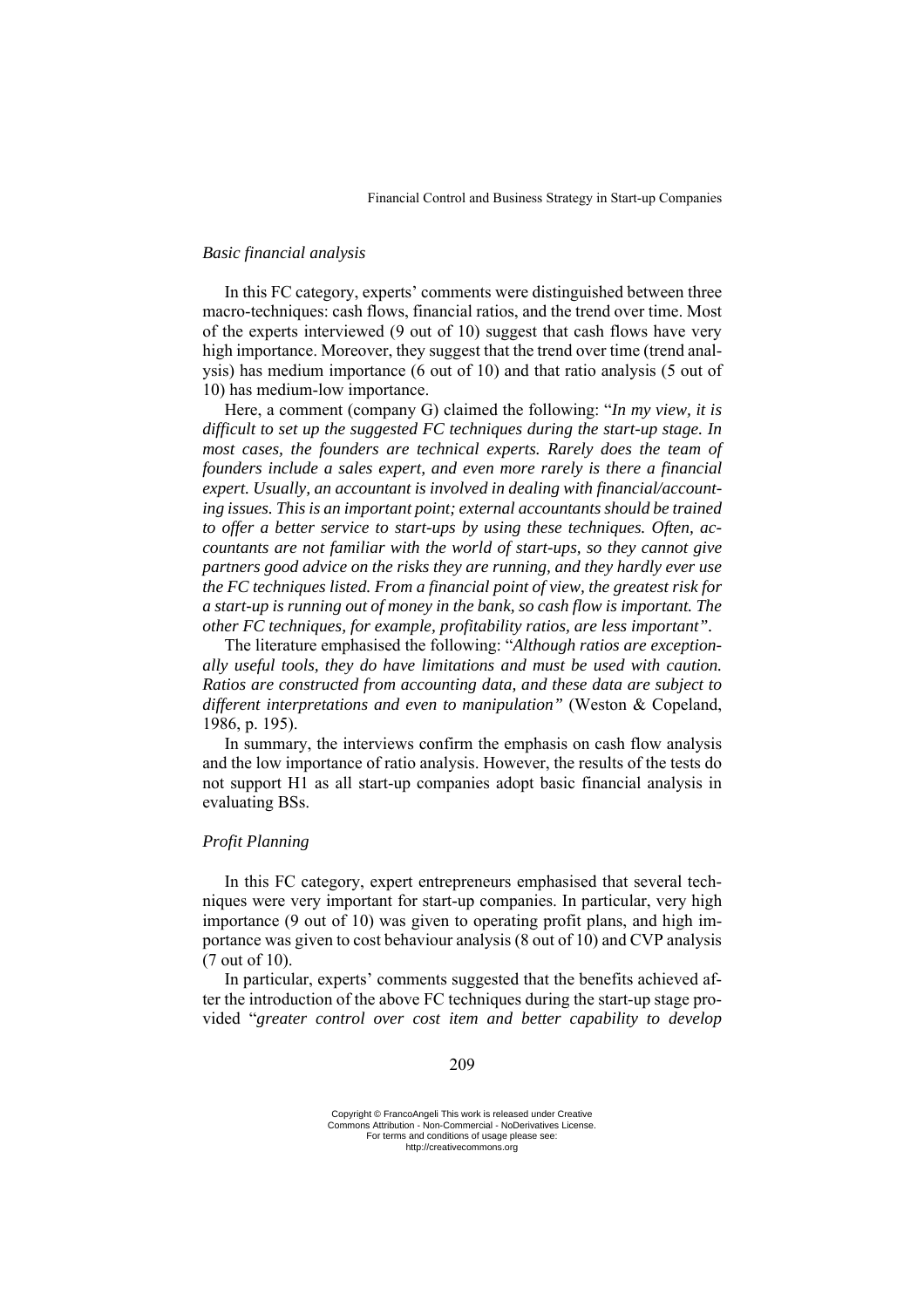*Basic financial analysis*

In this FC category, experts' comments were distinguished between three macro-techniques: cash flows, financial ratios, and the trend over time. Most of the experts interviewed (9 out of 10) suggest that cash flows have very high importance. Moreover, they suggest that the trend over time (trend analysis) has medium importance (6 out of 10) and that ratio analysis (5 out of 10) has medium-low importance.

Here, a comment (company G) claimed the following: "*In my view, it is difficult to set up the suggested FC techniques during the start-up stage. In most cases, the founders are technical experts. Rarely does the team of founders include a sales expert, and even more rarely is there a financial expert. Usually, an accountant is involved in dealing with financial/accounting issues. This is an important point; external accountants should be trained to offer a better service to start-ups by using these techniques. Often, accountants are not familiar with the world of start-ups, so they cannot give partners good advice on the risks they are running, and they hardly ever use the FC techniques listed. From a financial point of view, the greatest risk for a start-up is running out of money in the bank, so cash flow is important. The other FC techniques, for example, profitability ratios, are less important"*.

The literature emphasised the following: "*Although ratios are exceptionally useful tools, they do have limitations and must be used with caution. Ratios are constructed from accounting data, and these data are subject to different interpretations and even to manipulation"* (Weston & Copeland, 1986, p. 195).

In summary, the interviews confirm the emphasis on cash flow analysis and the low importance of ratio analysis. However, the results of the tests do not support H1 as all start-up companies adopt basic financial analysis in evaluating BSs.

*Profit Planning*

In this FC category, expert entrepreneurs emphasised that several techniques were very important for start-up companies. In particular, very high importance (9 out of 10) was given to operating profit plans, and high importance was given to cost behaviour analysis (8 out of 10) and CVP analysis (7 out of 10).

In particular, experts' comments suggested that the benefits achieved after the introduction of the above FC techniques during the start-up stage provided "*greater control over cost item and better capability to develop*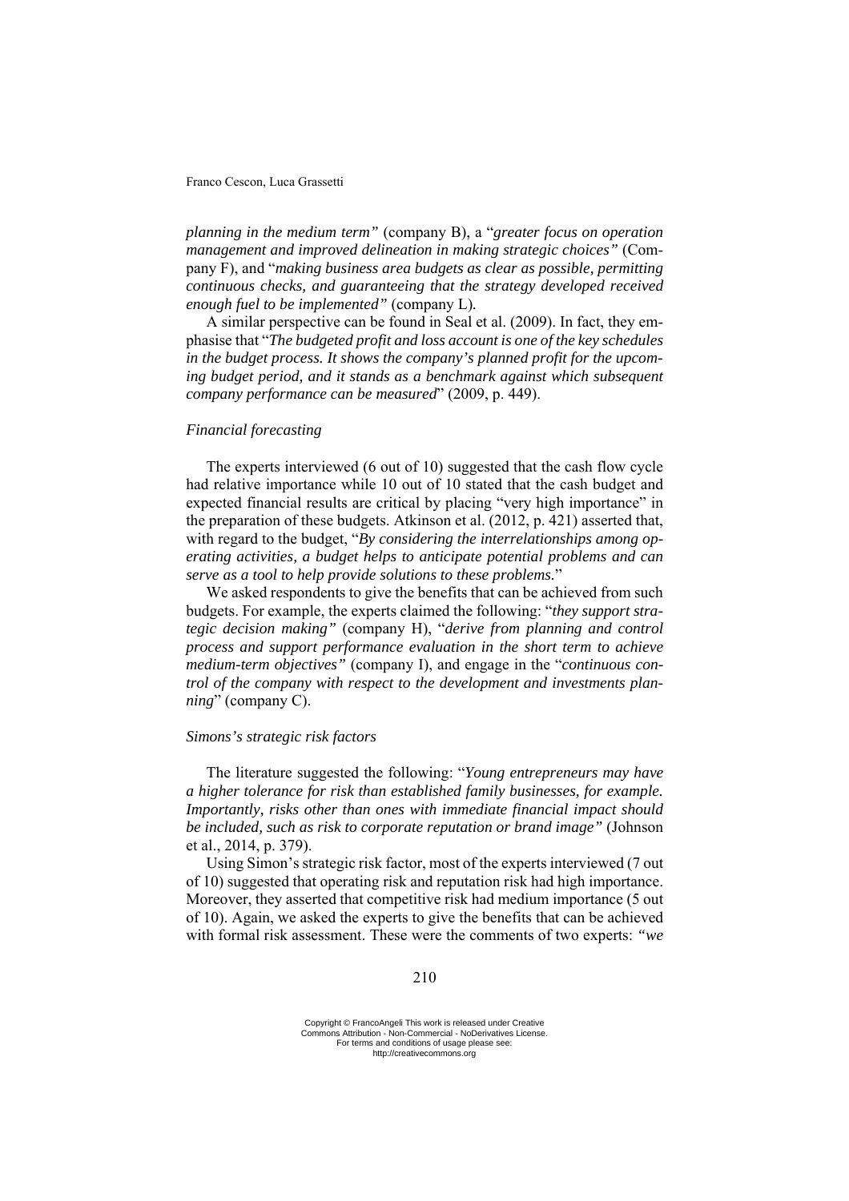*planning in the medium term"* (company B), a "*greater focus on operation management and improved delineation in making strategic choices"* (Company F), and "*making business area budgets as clear as possible, permitting continuous checks, and guaranteeing that the strategy developed received enough fuel to be implemented"* (company L).

A similar perspective can be found in Seal et al. (2009). In fact, they emphasise that "*The budgeted profit and loss account is one of the key schedules in the budget process. It shows the company's planned profit for the upcoming budget period, and it stands as a benchmark against which subsequent company performance can be measured*" (2009, p. 449).

*Financial forecasting*

The experts interviewed (6 out of 10) suggested that the cash flow cycle had relative importance while 10 out of 10 stated that the cash budget and expected financial results are critical by placing "very high importance" in the preparation of these budgets. Atkinson et al. (2012, p. 421) asserted that, with regard to the budget, "*By considering the interrelationships among operating activities, a budget helps to anticipate potential problems and can serve as a tool to help provide solutions to these problems.*"

We asked respondents to give the benefits that can be achieved from such budgets. For example, the experts claimed the following: "*they support strategic decision making"* (company H), "*derive from planning and control process and support performance evaluation in the short term to achieve medium-term objectives"* (company I), and engage in the "*continuous control of the company with respect to the development and investments planning*" (company C).

*Simons's strategic risk factors*

The literature suggested the following: "*Young entrepreneurs may have a higher tolerance for risk than established family businesses, for example. Importantly, risks other than ones with immediate financial impact should be included, such as risk to corporate reputation or brand image"* (Johnson et al., 2014, p. 379).

Using Simon's strategic risk factor, most of the experts interviewed (7 out of 10) suggested that operating risk and reputation risk had high importance. Moreover, they asserted that competitive risk had medium importance (5 out of 10). Again, we asked the experts to give the benefits that can be achieved with formal risk assessment. These were the comments of two experts: *"we*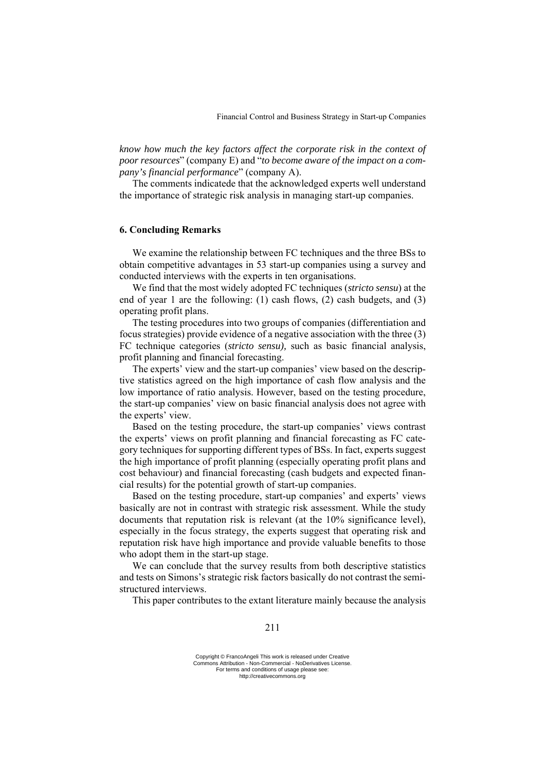*know how much the key factors affect the corporate risk in the context of poor resources*" (company E) and "*to become aware of the impact on a company's financial performance*" (company A).

The comments indicatede that the acknowledged experts well understand the importance of strategic risk analysis in managing start-up companies.

### 6. Concluding Remarks

We examine the relationship between FC techniques and the three BSs to obtain competitive advantages in 53 start-up companies using a survey and conducted interviews with the experts in ten organisations.

We find that the most widely adopted FC techniques (*stricto sensu*) at the end of year 1 are the following: (1) cash flows, (2) cash budgets, and (3) operating profit plans.

The testing procedures into two groups of companies (differentiation and focus strategies) provide evidence of a negative association with the three (3) FC technique categories (*stricto sensu),* such as basic financial analysis, profit planning and financial forecasting.

The experts' view and the start-up companies' view based on the descriptive statistics agreed on the high importance of cash flow analysis and the low importance of ratio analysis. However, based on the testing procedure, the start-up companies' view on basic financial analysis does not agree with the experts' view.

Based on the testing procedure, the start-up companies' views contrast the experts' views on profit planning and financial forecasting as FC category techniques for supporting different types of BSs. In fact, experts suggest the high importance of profit planning (especially operating profit plans and cost behaviour) and financial forecasting (cash budgets and expected financial results) for the potential growth of start-up companies.

Based on the testing procedure, start-up companies' and experts' views basically are not in contrast with strategic risk assessment. While the study documents that reputation risk is relevant (at the 10% significance level), especially in the focus strategy, the experts suggest that operating risk and reputation risk have high importance and provide valuable benefits to those who adopt them in the start-up stage.

We can conclude that the survey results from both descriptive statistics and tests on Simons's strategic risk factors basically do not contrast the semi-structured interviews.

This paper contributes to the extant literature mainly because the analysis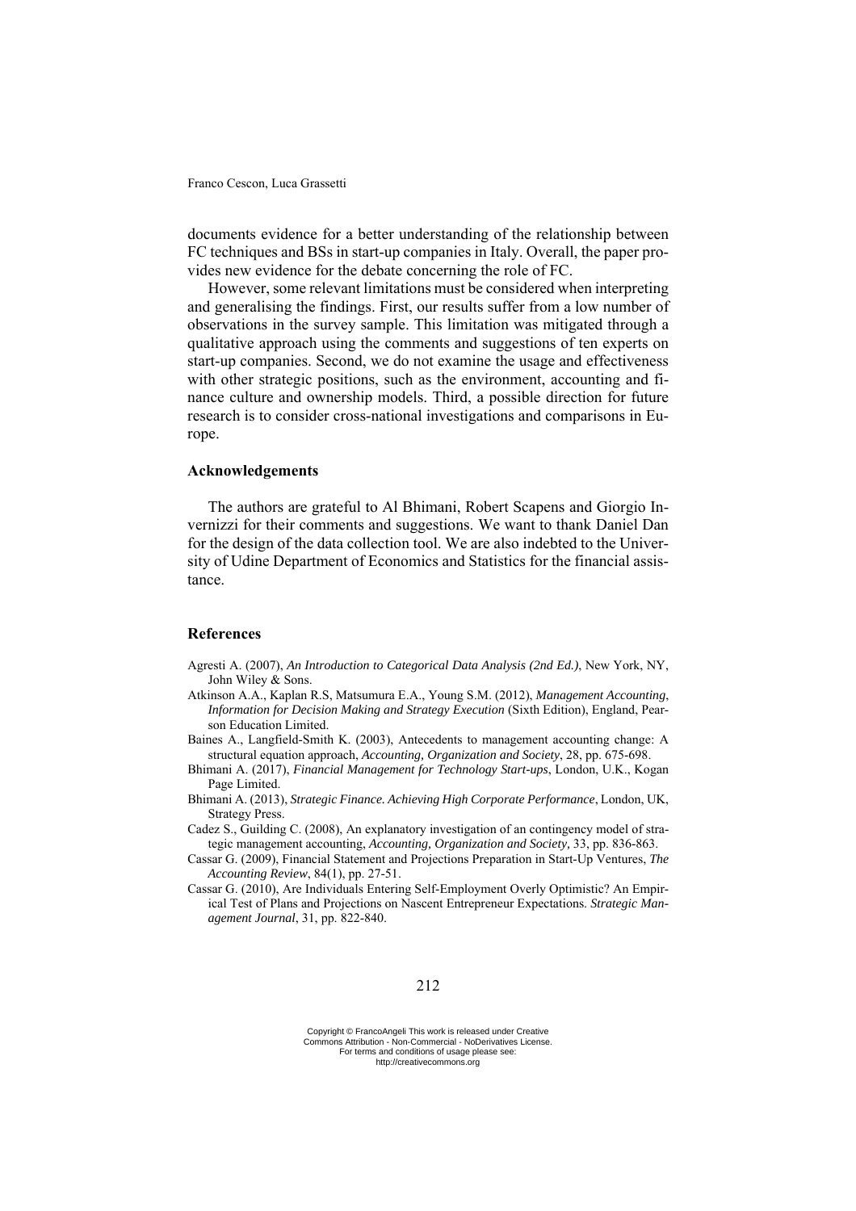documents evidence for a better understanding of the relationship between FC techniques and BSs in start-up companies in Italy. Overall, the paper provides new evidence for the debate concerning the role of FC.

However, some relevant limitations must be considered when interpreting and generalising the findings. First, our results suffer from a low number of observations in the survey sample. This limitation was mitigated through a qualitative approach using the comments and suggestions of ten experts on start-up companies. Second, we do not examine the usage and effectiveness with other strategic positions, such as the environment, accounting and finance culture and ownership models. Third, a possible direction for future research is to consider cross-national investigations and comparisons in Europe.

## Acknowledgements

The authors are grateful to Al Bhimani, Robert Scapens and Giorgio Invernizzi for their comments and suggestions. We want to thank Daniel Dan for the design of the data collection tool. We are also indebted to the University of Udine Department of Economics and Statistics for the financial assistance.

## References

Agresti A. (2007), *An Introduction to Categorical Data Analysis (2nd Ed.)*, New York, NY, John Wiley & Sons.

Atkinson A.A., Kaplan R.S, Matsumura E.A., Young S.M. (2012), *Management Accounting, Information for Decision Making and Strategy Execution* (Sixth Edition), England, Pearson Education Limited.

Baines A., Langfield-Smith K. (2003), Antecedents to management accounting change: A structural equation approach, *Accounting, Organization and Society*, 28, pp. 675-698.

Bhimani A. (2017), *Financial Management for Technology Start-ups*, London, U.K., Kogan Page Limited.

Bhimani A. (2013), *Strategic Finance. Achieving High Corporate Performance*, London, UK, Strategy Press.

Cadez S., Guilding C. (2008), An explanatory investigation of an contingency model of strategic management accounting, *Accounting, Organization and Society*, 33, pp. 836-863.

Cassar G. (2009), Financial Statement and Projections Preparation in Start-Up Ventures, *The Accounting Review*, 84(1), pp. 27-51.

Cassar G. (2010), Are Individuals Entering Self-Employment Overly Optimistic? An Empirical Test of Plans and Projections on Nascent Entrepreneur Expectations. *Strategic Management Journal*, 31, pp. 822-840.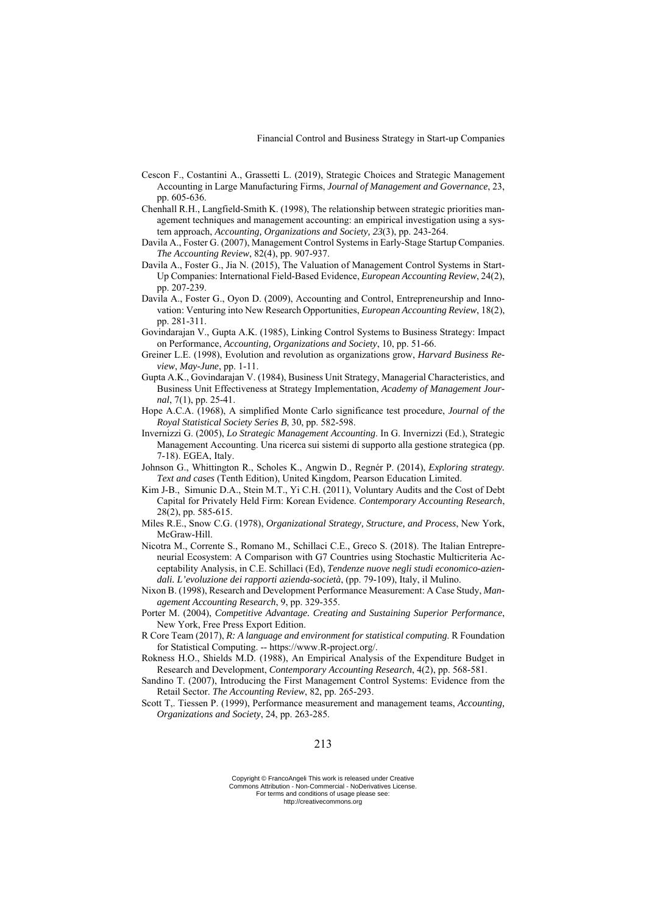Cescon F., Costantini A., Grassetti L. (2019), Strategic Choices and Strategic Management Accounting in Large Manufacturing Firms, *Journal of Management and Governance*, 23, pp. 605-636.

Chenhall R.H., Langfield-Smith K. (1998), The relationship between strategic priorities management techniques and management accounting: an empirical investigation using a system approach, *Accounting, Organizations and Society, 23*(3), pp. 243-264.

Davila A., Foster G. (2007), Management Control Systems in Early-Stage Startup Companies. *The Accounting Review*, 82(4), pp. 907-937.

Davila A., Foster G., Jia N. (2015), The Valuation of Management Control Systems in Start-Up Companies: International Field-Based Evidence, *European Accounting Review*, 24(2), pp. 207-239.

Davila A., Foster G., Oyon D. (2009), Accounting and Control, Entrepreneurship and Innovation: Venturing into New Research Opportunities, *European Accounting Review*, 18(2), pp. 281-311.

Govindarajan V., Gupta A.K. (1985), Linking Control Systems to Business Strategy: Impact on Performance, *Accounting, Organizations and Society*, 10, pp. 51-66.

Greiner L.E. (1998), Evolution and revolution as organizations grow, *Harvard Business Review*, *May-June*, pp. 1-11.

Gupta A.K., Govindarajan V. (1984), Business Unit Strategy, Managerial Characteristics, and Business Unit Effectiveness at Strategy Implementation, *Academy of Management Journal*, 7(1), pp. 25-41.

Hope A.C.A. (1968), A simplified Monte Carlo significance test procedure, *Journal of the Royal Statistical Society Series B*, 30, pp. 582-598.

Invernizzi G. (2005), *Lo Strategic Management Accounting*. In G. Invernizzi (Ed.), Strategic Management Accounting. Una ricerca sui sistemi di supporto alla gestione strategica (pp. 7-18). EGEA, Italy.

Johnson G., Whittington R., Scholes K., Angwin D., Regnér P. (2014), *Exploring strategy. Text and cases* (Tenth Edition), United Kingdom, Pearson Education Limited.

Kim J-B., Simunic D.A., Stein M.T., Yi C.H. (2011), Voluntary Audits and the Cost of Debt Capital for Privately Held Firm: Korean Evidence. *Contemporary Accounting Research*, 28(2), pp. 585-615.

Miles R.E., Snow C.G. (1978), *Organizational Strategy, Structure, and Process*, New York, McGraw-Hill.

Nicotra M., Corrente S., Romano M., Schillaci C.E., Greco S. (2018). The Italian Entrepreneurial Ecosystem: A Comparison with G7 Countries using Stochastic Multicriteria Acceptability Analysis, in C.E. Schillaci (Ed), *Tendenze nuove negli studi economico-aziendali. L'evoluzione dei rapporti azienda-società*, (pp. 79-109), Italy, il Mulino.

Nixon B. (1998), Research and Development Performance Measurement: A Case Study, *Management Accounting Research*, 9, pp. 329-355.

Porter M. (2004), *Competitive Advantage. Creating and Sustaining Superior Performance*, New York, Free Press Export Edition.

R Core Team (2017), *R: A language and environment for statistical computing*. R Foundation for Statistical Computing. -- https://www.R-project.org/.

Rokness H.O., Shields M.D. (1988), An Empirical Analysis of the Expenditure Budget in Research and Development, *Contemporary Accounting Research*, 4(2), pp. 568-581.

Sandino T. (2007), Introducing the First Management Control Systems: Evidence from the Retail Sector. *The Accounting Review*, 82, pp. 265-293.

Scott T,. Tiessen P. (1999), Performance measurement and management teams, *Accounting, Organizations and Society*, 24, pp. 263-285.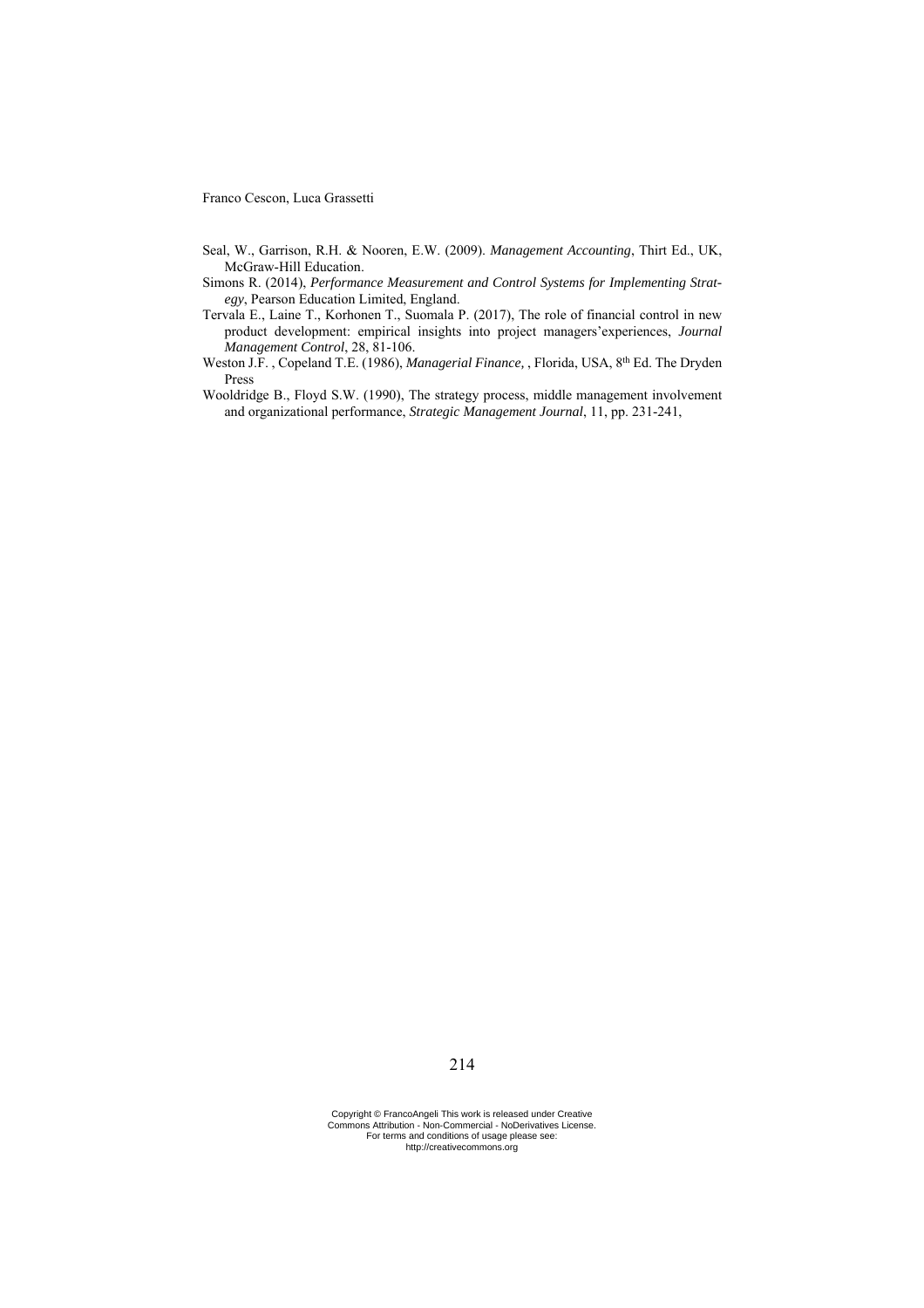Seal, W., Garrison, R.H. & Nooren, E.W. (2009). *Management Accounting*, Thirt Ed., UK, McGraw-Hill Education.

Simons R. (2014), *Performance Measurement and Control Systems for Implementing Strategy*, Pearson Education Limited, England.

Tervala E., Laine T., Korhonen T., Suomala P. (2017), The role of financial control in new product development: empirical insights into project managers'experiences, *Journal Management Control*, 28, 81-106.

Weston J.F. , Copeland T.E. (1986), *Managerial Finance,* , Florida, USA, 8th Ed. The Dryden Press

Wooldridge B., Floyd S.W. (1990), The strategy process, middle management involvement and organizational performance, *Strategic Management Journal*, 11, pp. 231-241,

Copyright © FrancoAngeli This work is released under Creative Commons Attribution - Non-Commercial - NoDerivatives License. For terms and conditions of usage please see: http://creativecommons.org